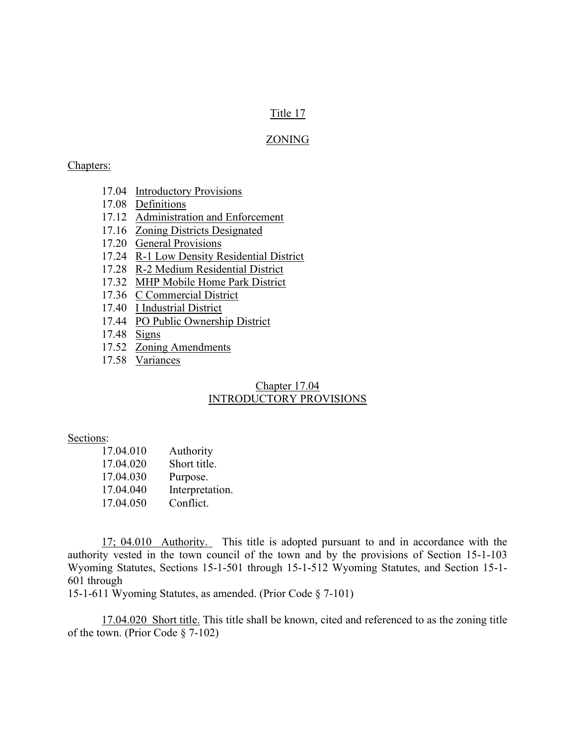# Title 17

## ZONING

Chapters:

- 17.04 Introductory Provisions
- 17.08 Definitions
- 17.12 Administration and Enforcement
- 17.16 Zoning Districts Designated
- 17.20 General Provisions
- 17.24 R-1 Low Density Residential District
- 17.28 R-2 Medium Residential District
- 17.32 MHP Mobile Home Park District
- 17.36 C Commercial District
- 17.40 I Industrial District
- 17.44 PO Public Ownership District
- 17.48 Signs
- 17.52 Zoning Amendments
- 17.58 Variances

## Chapter 17.04
## INTRODUCTORY PROVISIONS

Sections:

| | |
|---|---|
| 17.04.010 | Authority |
| 17.04.020 | Short title. |
| 17.04.030 | Purpose. |
| 17.04.040 | Interpretation. |
| 17.04.050 | Conflict. |

17; 04.010 Authority. This title is adopted pursuant to and in accordance with the authority vested in the town council of the town and by the provisions of Section 15-1-103 Wyoming Statutes, Sections 15-1-501 through 15-1-512 Wyoming Statutes, and Section 15-1-601 through
15-1-611 Wyoming Statutes, as amended. (Prior Code § 7-101)

17.04.020 Short title. This title shall be known, cited and referenced to as the zoning title of the town. (Prior Code § 7-102)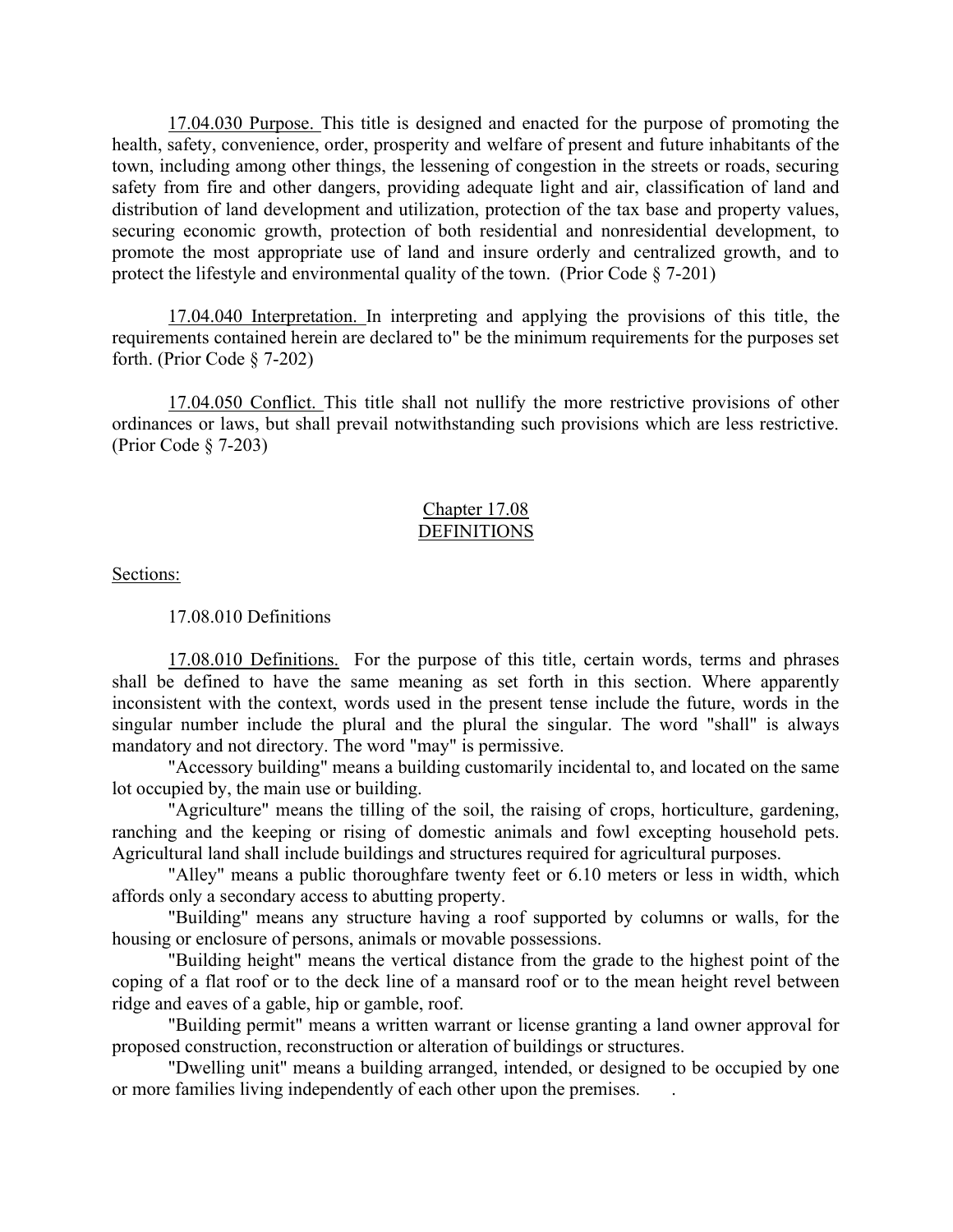17.04.030 Purpose. This title is designed and enacted for the purpose of promoting the health, safety, convenience, order, prosperity and welfare of present and future inhabitants of the town, including among other things, the lessening of congestion in the streets or roads, securing safety from fire and other dangers, providing adequate light and air, classification of land and distribution of land development and utilization, protection of the tax base and property values, securing economic growth, protection of both residential and nonresidential development, to promote the most appropriate use of land and insure orderly and centralized growth, and to protect the lifestyle and environmental quality of the town. (Prior Code § 7-201)

17.04.040 Interpretation. In interpreting and applying the provisions of this title, the requirements contained herein are declared to" be the minimum requirements for the purposes set forth. (Prior Code § 7-202)

17.04.050 Conflict. This title shall not nullify the more restrictive provisions of other ordinances or laws, but shall prevail notwithstanding such provisions which are less restrictive. (Prior Code § 7-203)

## Chapter 17.08
## DEFINITIONS

Sections:

17.08.010 Definitions

17.08.010 Definitions. For the purpose of this title, certain words, terms and phrases shall be defined to have the same meaning as set forth in this section. Where apparently inconsistent with the context, words used in the present tense include the future, words in the singular number include the plural and the plural the singular. The word "shall" is always mandatory and not directory. The word "may" is permissive.

"Accessory building" means a building customarily incidental to, and located on the same lot occupied by, the main use or building.

"Agriculture" means the tilling of the soil, the raising of crops, horticulture, gardening, ranching and the keeping or rising of domestic animals and fowl excepting household pets. Agricultural land shall include buildings and structures required for agricultural purposes.

"Alley" means a public thoroughfare twenty feet or 6.10 meters or less in width, which affords only a secondary access to abutting property.

"Building" means any structure having a roof supported by columns or walls, for the housing or enclosure of persons, animals or movable possessions.

"Building height" means the vertical distance from the grade to the highest point of the coping of a flat roof or to the deck line of a mansard roof or to the mean height revel between ridge and eaves of a gable, hip or gamble, roof.

"Building permit" means a written warrant or license granting a land owner approval for proposed construction, reconstruction or alteration of buildings or structures.

"Dwelling unit" means a building arranged, intended, or designed to be occupied by one or more families living independently of each other upon the premises.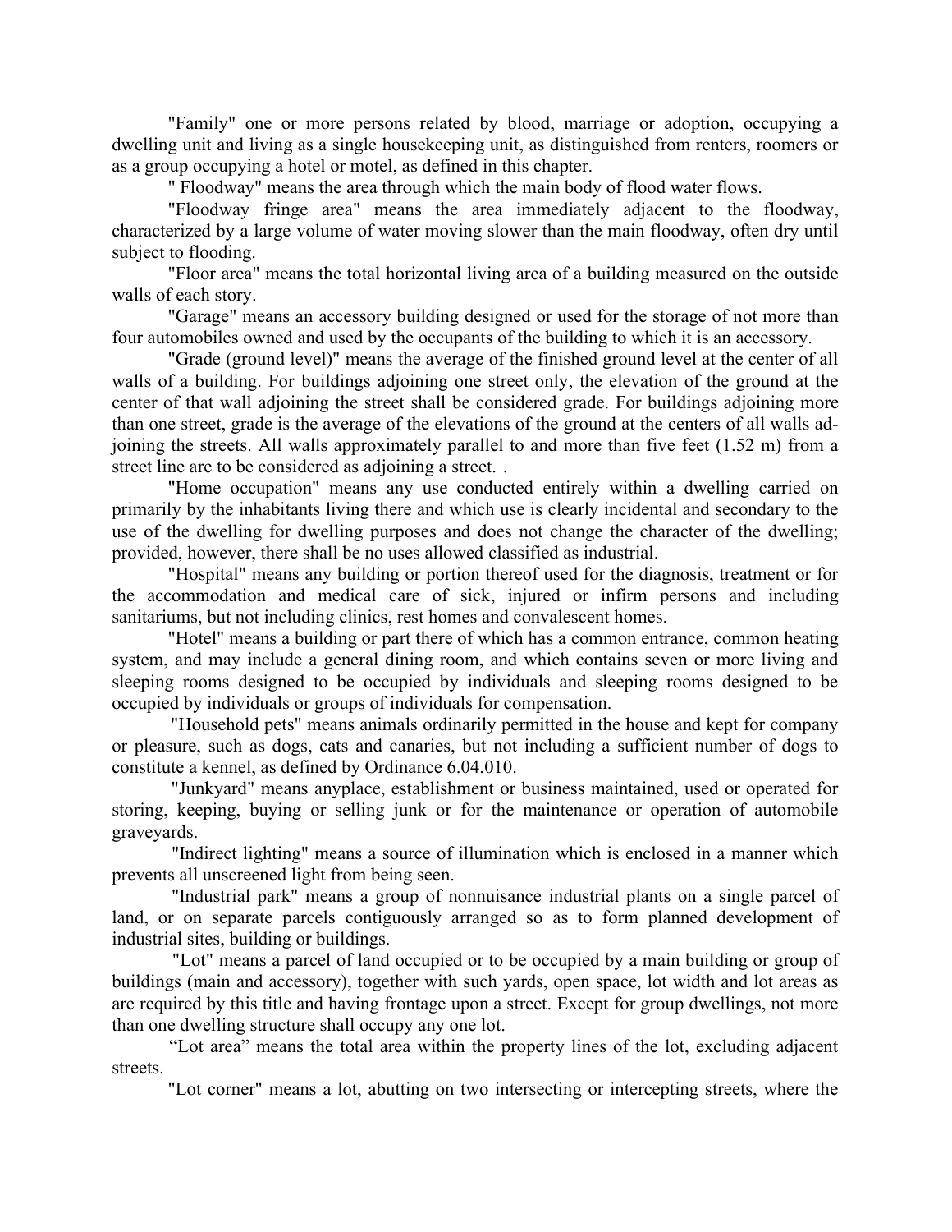"Family" one or more persons related by blood, marriage or adoption, occupying a dwelling unit and living as a single housekeeping unit, as distinguished from renters, roomers or as a group occupying a hotel or motel, as defined in this chapter.

" Floodway" means the area through which the main body of flood water flows.

"Floodway fringe area" means the area immediately adjacent to the floodway, characterized by a large volume of water moving slower than the main floodway, often dry until subject to flooding.

"Floor area" means the total horizontal living area of a building measured on the outside walls of each story.

"Garage" means an accessory building designed or used for the storage of not more than four automobiles owned and used by the occupants of the building to which it is an accessory.

"Grade (ground level)" means the average of the finished ground level at the center of all walls of a building. For buildings adjoining one street only, the elevation of the ground at the center of that wall adjoining the street shall be considered grade. For buildings adjoining more than one street, grade is the average of the elevations of the ground at the centers of all walls adjoining the streets. All walls approximately parallel to and more than five feet (1.52 m) from a street line are to be considered as adjoining a street. .

"Home occupation" means any use conducted entirely within a dwelling carried on primarily by the inhabitants living there and which use is clearly incidental and secondary to the use of the dwelling for dwelling purposes and does not change the character of the dwelling; provided, however, there shall be no uses allowed classified as industrial.

"Hospital" means any building or portion thereof used for the diagnosis, treatment or for the accommodation and medical care of sick, injured or infirm persons and including sanitariums, but not including clinics, rest homes and convalescent homes.

"Hotel" means a building or part there of which has a common entrance, common heating system, and may include a general dining room, and which contains seven or more living and sleeping rooms designed to be occupied by individuals and sleeping rooms designed to be occupied by individuals or groups of individuals for compensation.

"Household pets" means animals ordinarily permitted in the house and kept for company or pleasure, such as dogs, cats and canaries, but not including a sufficient number of dogs to constitute a kennel, as defined by Ordinance 6.04.010.

"Junkyard" means anyplace, establishment or business maintained, used or operated for storing, keeping, buying or selling junk or for the maintenance or operation of automobile graveyards.

"Indirect lighting" means a source of illumination which is enclosed in a manner which prevents all unscreened light from being seen.

"Industrial park" means a group of nonnuisance industrial plants on a single parcel of land, or on separate parcels contiguously arranged so as to form planned development of industrial sites, building or buildings.

"Lot" means a parcel of land occupied or to be occupied by a main building or group of buildings (main and accessory), together with such yards, open space, lot width and lot areas as are required by this title and having frontage upon a street. Except for group dwellings, not more than one dwelling structure shall occupy any one lot.

“Lot area” means the total area within the property lines of the lot, excluding adjacent streets.

"Lot corner" means a lot, abutting on two intersecting or intercepting streets, where the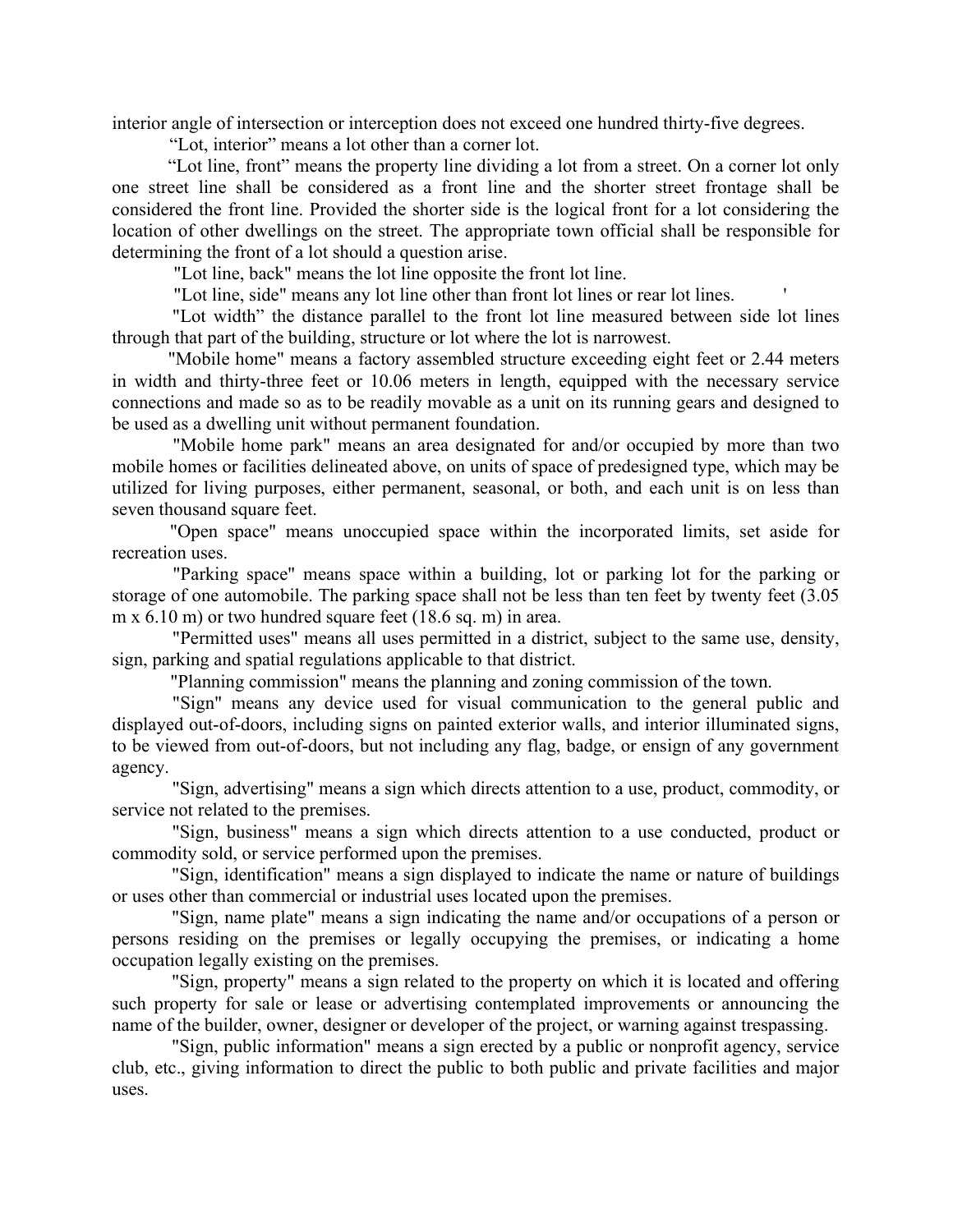interior angle of intersection or interception does not exceed one hundred thirty-five degrees.

“Lot, interior” means a lot other than a corner lot.

“Lot line, front” means the property line dividing a lot from a street. On a corner lot only one street line shall be considered as a front line and the shorter street frontage shall be considered the front line. Provided the shorter side is the logical front for a lot considering the location of other dwellings on the street. The appropriate town official shall be responsible for determining the front of a lot should a question arise.

"Lot line, back" means the lot line opposite the front lot line.

"Lot line, side" means any lot line other than front lot lines or rear lot lines. '

"Lot width” the distance parallel to the front lot line measured between side lot lines through that part of the building, structure or lot where the lot is narrowest.

"Mobile home" means a factory assembled structure exceeding eight feet or 2.44 meters in width and thirty-three feet or 10.06 meters in length, equipped with the necessary service connections and made so as to be readily movable as a unit on its running gears and designed to be used as a dwelling unit without permanent foundation.

"Mobile home park" means an area designated for and/or occupied by more than two mobile homes or facilities delineated above, on units of space of predesigned type, which may be utilized for living purposes, either permanent, seasonal, or both, and each unit is on less than seven thousand square feet.

"Open space" means unoccupied space within the incorporated limits, set aside for recreation uses.

"Parking space" means space within a building, lot or parking lot for the parking or storage of one automobile. The parking space shall not be less than ten feet by twenty feet (3.05 m x 6.10 m) or two hundred square feet (18.6 sq. m) in area.

"Permitted uses" means all uses permitted in a district, subject to the same use, density, sign, parking and spatial regulations applicable to that district.

"Planning commission" means the planning and zoning commission of the town.

"Sign" means any device used for visual communication to the general public and displayed out-of-doors, including signs on painted exterior walls, and interior illuminated signs, to be viewed from out-of-doors, but not including any flag, badge, or ensign of any government agency.

"Sign, advertising" means a sign which directs attention to a use, product, commodity, or service not related to the premises.

"Sign, business" means a sign which directs attention to a use conducted, product or commodity sold, or service performed upon the premises.

"Sign, identification" means a sign displayed to indicate the name or nature of buildings or uses other than commercial or industrial uses located upon the premises.

"Sign, name plate" means a sign indicating the name and/or occupations of a person or persons residing on the premises or legally occupying the premises, or indicating a home occupation legally existing on the premises.

"Sign, property" means a sign related to the property on which it is located and offering such property for sale or lease or advertising contemplated improvements or announcing the name of the builder, owner, designer or developer of the project, or warning against trespassing.

"Sign, public information" means a sign erected by a public or nonprofit agency, service club, etc., giving information to direct the public to both public and private facilities and major uses.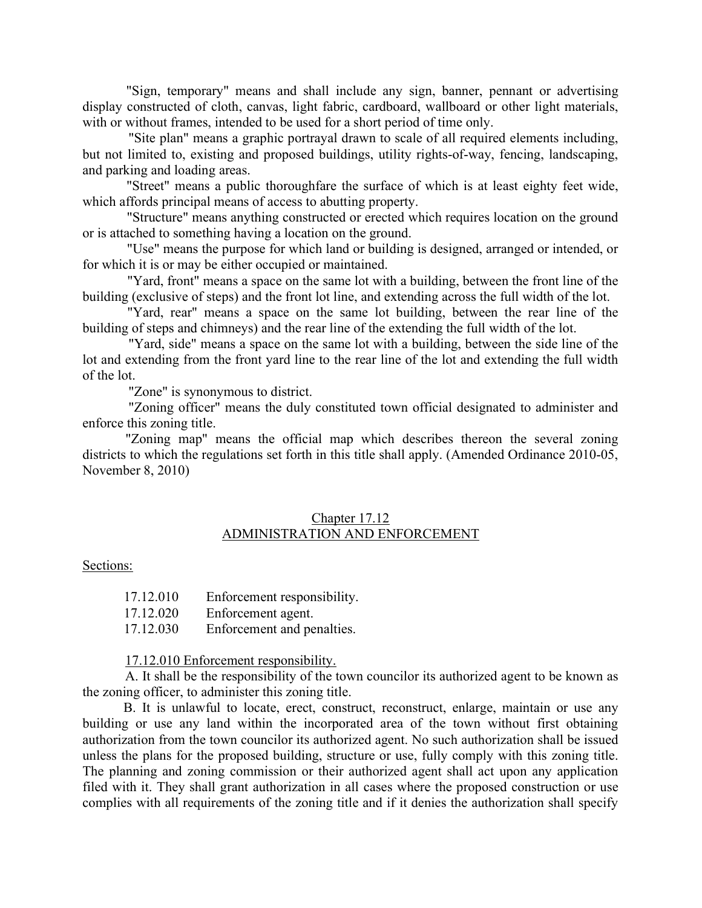"Sign, temporary" means and shall include any sign, banner, pennant or advertising display constructed of cloth, canvas, light fabric, cardboard, wallboard or other light materials, with or without frames, intended to be used for a short period of time only.

"Site plan" means a graphic portrayal drawn to scale of all required elements including, but not limited to, existing and proposed buildings, utility rights-of-way, fencing, landscaping, and parking and loading areas.

"Street" means a public thoroughfare the surface of which is at least eighty feet wide, which affords principal means of access to abutting property.

"Structure" means anything constructed or erected which requires location on the ground or is attached to something having a location on the ground.

"Use" means the purpose for which land or building is designed, arranged or intended, or for which it is or may be either occupied or maintained.

"Yard, front" means a space on the same lot with a building, between the front line of the building (exclusive of steps) and the front lot line, and extending across the full width of the lot.

"Yard, rear" means a space on the same lot building, between the rear line of the building of steps and chimneys) and the rear line of the extending the full width of the lot.

"Yard, side" means a space on the same lot with a building, between the side line of the lot and extending from the front yard line to the rear line of the lot and extending the full width of the lot.

"Zone" is synonymous to district.

"Zoning officer" means the duly constituted town official designated to administer and enforce this zoning title.

"Zoning map" means the official map which describes thereon the several zoning districts to which the regulations set forth in this title shall apply. (Amended Ordinance 2010-05, November 8, 2010)

## Chapter 17.12
## ADMINISTRATION AND ENFORCEMENT

Sections:

17.12.010 Enforcement responsibility.
17.12.020 Enforcement agent.
17.12.030 Enforcement and penalties.

### 17.12.010 Enforcement responsibility.

A. It shall be the responsibility of the town councilor its authorized agent to be known as the zoning officer, to administer this zoning title.

B. It is unlawful to locate, erect, construct, reconstruct, enlarge, maintain or use any building or use any land within the incorporated area of the town without first obtaining authorization from the town councilor its authorized agent. No such authorization shall be issued unless the plans for the proposed building, structure or use, fully comply with this zoning title. The planning and zoning commission or their authorized agent shall act upon any application filed with it. They shall grant authorization in all cases where the proposed construction or use complies with all requirements of the zoning title and if it denies the authorization shall specify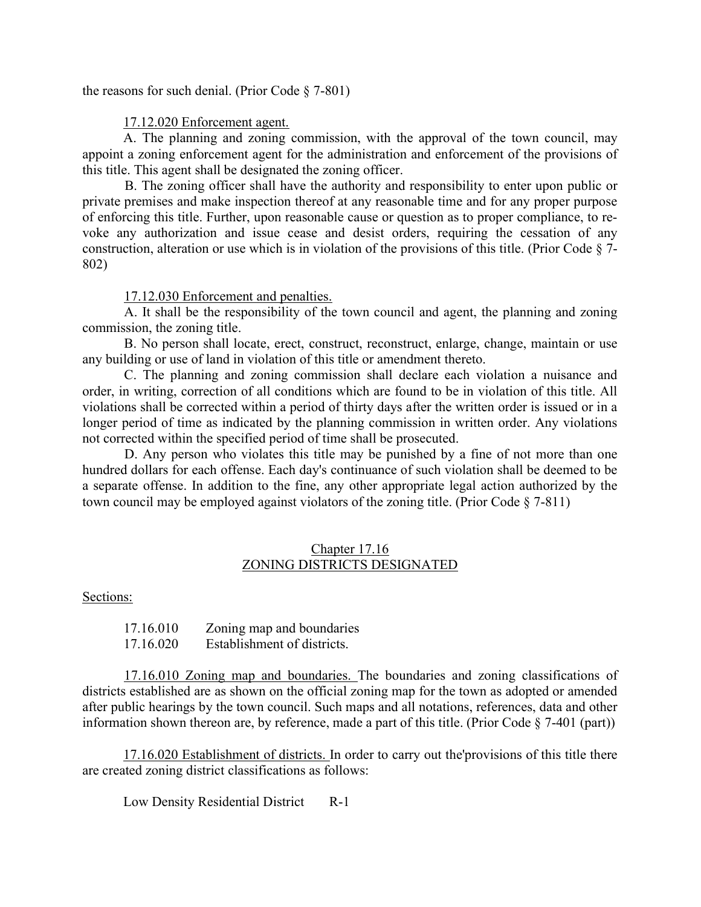the reasons for such denial. (Prior Code § 7-801)

17.12.020 Enforcement agent.

A. The planning and zoning commission, with the approval of the town council, may appoint a zoning enforcement agent for the administration and enforcement of the provisions of this title. This agent shall be designated the zoning officer.

B. The zoning officer shall have the authority and responsibility to enter upon public or private premises and make inspection thereof at any reasonable time and for any proper purpose of enforcing this title. Further, upon reasonable cause or question as to proper compliance, to revoke any authorization and issue cease and desist orders, requiring the cessation of any construction, alteration or use which is in violation of the provisions of this title. (Prior Code § 7-802)

17.12.030 Enforcement and penalties.

A. It shall be the responsibility of the town council and agent, the planning and zoning commission, the zoning title.

B. No person shall locate, erect, construct, reconstruct, enlarge, change, maintain or use any building or use of land in violation of this title or amendment thereto.

C. The planning and zoning commission shall declare each violation a nuisance and order, in writing, correction of all conditions which are found to be in violation of this title. All violations shall be corrected within a period of thirty days after the written order is issued or in a longer period of time as indicated by the planning commission in written order. Any violations not corrected within the specified period of time shall be prosecuted.

D. Any person who violates this title may be punished by a fine of not more than one hundred dollars for each offense. Each day's continuance of such violation shall be deemed to be a separate offense. In addition to the fine, any other appropriate legal action authorized by the town council may be employed against violators of the zoning title. (Prior Code § 7-811)

## Chapter 17.16
## ZONING DISTRICTS DESIGNATED

Sections:

17.16.010 Zoning map and boundaries
17.16.020 Establishment of districts.

17.16.010 Zoning map and boundaries. The boundaries and zoning classifications of districts established are as shown on the official zoning map for the town as adopted or amended after public hearings by the town council. Such maps and all notations, references, data and other information shown thereon are, by reference, made a part of this title. (Prior Code § 7-401 (part))

17.16.020 Establishment of districts. In order to carry out the'provisions of this title there are created zoning district classifications as follows:

Low Density Residential District R-1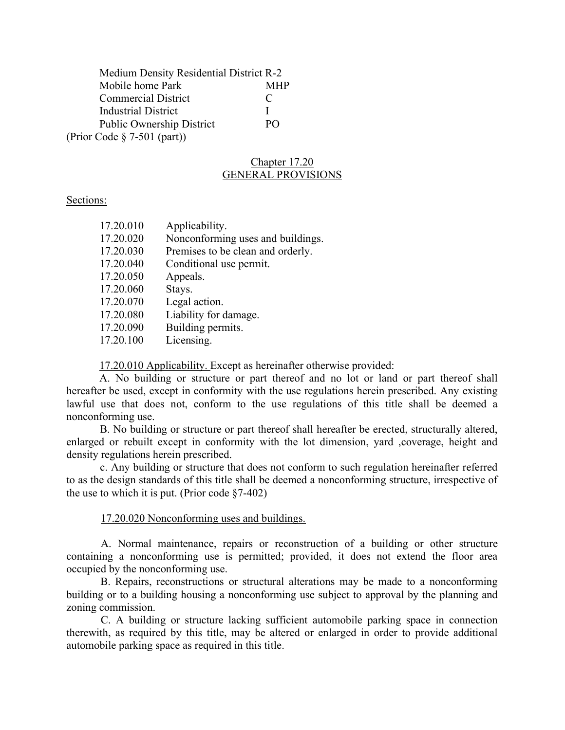| | |
|---|---|
| Medium Density Residential District | R-2 |
| Mobile home Park | MHP |
| Commercial District | C |
| Industrial District | I |
| Public Ownership District | PO |

(Prior Code § 7-501 (part))

## Chapter 17.20
## GENERAL PROVISIONS

Sections:

| | |
|---|---|
| 17.20.010 | Applicability. |
| 17.20.020 | Nonconforming uses and buildings. |
| 17.20.030 | Premises to be clean and orderly. |
| 17.20.040 | Conditional use permit. |
| 17.20.050 | Appeals. |
| 17.20.060 | Stays. |
| 17.20.070 | Legal action. |
| 17.20.080 | Liability for damage. |
| 17.20.090 | Building permits. |
| 17.20.100 | Licensing. |

17.20.010 Applicability. Except as hereinafter otherwise provided:

A. No building or structure or part thereof and no lot or land or part thereof shall hereafter be used, except in conformity with the use regulations herein prescribed. Any existing lawful use that does not, conform to the use regulations of this title shall be deemed a nonconforming use.

B. No building or structure or part thereof shall hereafter be erected, structurally altered, enlarged or rebuilt except in conformity with the lot dimension, yard ,coverage, height and density regulations herein prescribed.

c. Any building or structure that does not conform to such regulation hereinafter referred to as the design standards of this title shall be deemed a nonconforming structure, irrespective of the use to which it is put. (Prior code §7-402)

17.20.020 Nonconforming uses and buildings.

A. Normal maintenance, repairs or reconstruction of a building or other structure containing a nonconforming use is permitted; provided, it does not extend the floor area occupied by the nonconforming use.

B. Repairs, reconstructions or structural alterations may be made to a nonconforming building or to a building housing a nonconforming use subject to approval by the planning and zoning commission.

C. A building or structure lacking sufficient automobile parking space in connection therewith, as required by this title, may be altered or enlarged in order to provide additional automobile parking space as required in this title.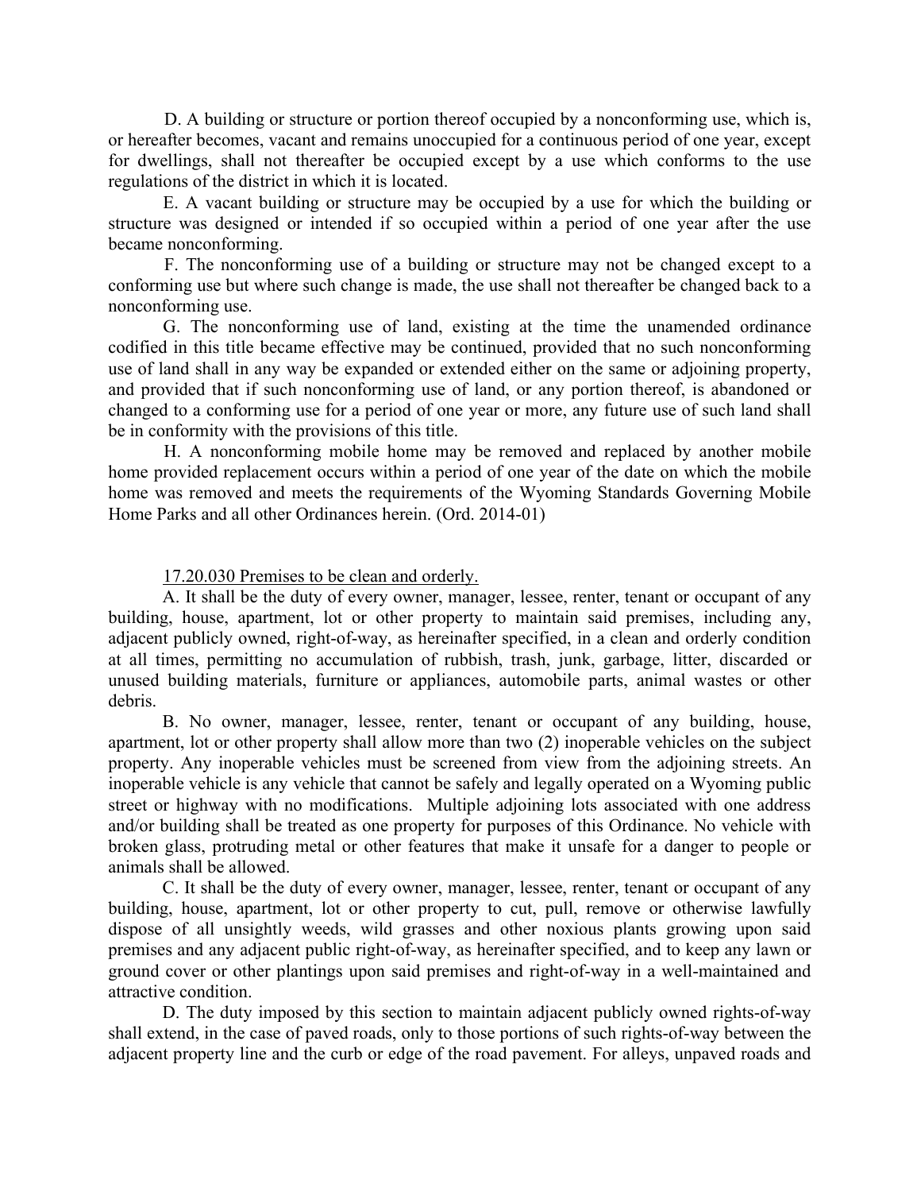D. A building or structure or portion thereof occupied by a nonconforming use, which is, or hereafter becomes, vacant and remains unoccupied for a continuous period of one year, except for dwellings, shall not thereafter be occupied except by a use which conforms to the use regulations of the district in which it is located.

E. A vacant building or structure may be occupied by a use for which the building or structure was designed or intended if so occupied within a period of one year after the use became nonconforming.

F. The nonconforming use of a building or structure may not be changed except to a conforming use but where such change is made, the use shall not thereafter be changed back to a nonconforming use.

G. The nonconforming use of land, existing at the time the unamended ordinance codified in this title became effective may be continued, provided that no such nonconforming use of land shall in any way be expanded or extended either on the same or adjoining property, and provided that if such nonconforming use of land, or any portion thereof, is abandoned or changed to a conforming use for a period of one year or more, any future use of such land shall be in conformity with the provisions of this title.

H. A nonconforming mobile home may be removed and replaced by another mobile home provided replacement occurs within a period of one year of the date on which the mobile home was removed and meets the requirements of the Wyoming Standards Governing Mobile Home Parks and all other Ordinances herein. (Ord. 2014-01)

17.20.030 Premises to be clean and orderly.

A. It shall be the duty of every owner, manager, lessee, renter, tenant or occupant of any building, house, apartment, lot or other property to maintain said premises, including any, adjacent publicly owned, right-of-way, as hereinafter specified, in a clean and orderly condition at all times, permitting no accumulation of rubbish, trash, junk, garbage, litter, discarded or unused building materials, furniture or appliances, automobile parts, animal wastes or other debris.

B. No owner, manager, lessee, renter, tenant or occupant of any building, house, apartment, lot or other property shall allow more than two (2) inoperable vehicles on the subject property. Any inoperable vehicles must be screened from view from the adjoining streets. An inoperable vehicle is any vehicle that cannot be safely and legally operated on a Wyoming public street or highway with no modifications. Multiple adjoining lots associated with one address and/or building shall be treated as one property for purposes of this Ordinance. No vehicle with broken glass, protruding metal or other features that make it unsafe for a danger to people or animals shall be allowed.

C. It shall be the duty of every owner, manager, lessee, renter, tenant or occupant of any building, house, apartment, lot or other property to cut, pull, remove or otherwise lawfully dispose of all unsightly weeds, wild grasses and other noxious plants growing upon said premises and any adjacent public right-of-way, as hereinafter specified, and to keep any lawn or ground cover or other plantings upon said premises and right-of-way in a well-maintained and attractive condition.

D. The duty imposed by this section to maintain adjacent publicly owned rights-of-way shall extend, in the case of paved roads, only to those portions of such rights-of-way between the adjacent property line and the curb or edge of the road pavement. For alleys, unpaved roads and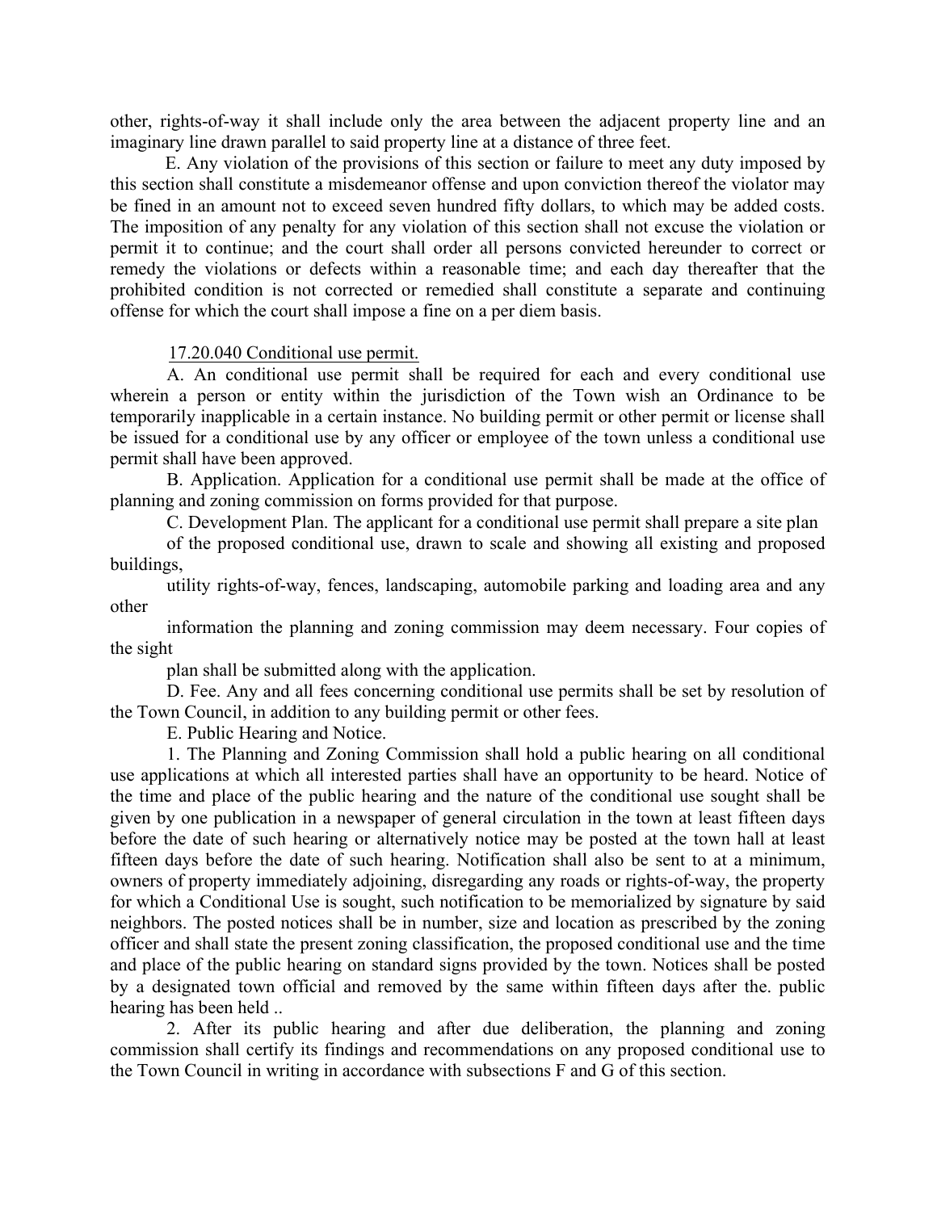other, rights-of-way it shall include only the area between the adjacent property line and an imaginary line drawn parallel to said property line at a distance of three feet.

E. Any violation of the provisions of this section or failure to meet any duty imposed by this section shall constitute a misdemeanor offense and upon conviction thereof the violator may be fined in an amount not to exceed seven hundred fifty dollars, to which may be added costs. The imposition of any penalty for any violation of this section shall not excuse the violation or permit it to continue; and the court shall order all persons convicted hereunder to correct or remedy the violations or defects within a reasonable time; and each day thereafter that the prohibited condition is not corrected or remedied shall constitute a separate and continuing offense for which the court shall impose a fine on a per diem basis.

17.20.040 Conditional use permit.

A. An conditional use permit shall be required for each and every conditional use wherein a person or entity within the jurisdiction of the Town wish an Ordinance to be temporarily inapplicable in a certain instance. No building permit or other permit or license shall be issued for a conditional use by any officer or employee of the town unless a conditional use permit shall have been approved.

B. Application. Application for a conditional use permit shall be made at the office of planning and zoning commission on forms provided for that purpose.

C. Development Plan. The applicant for a conditional use permit shall prepare a site plan of the proposed conditional use, drawn to scale and showing all existing and proposed buildings, utility rights-of-way, fences, landscaping, automobile parking and loading area and any other information the planning and zoning commission may deem necessary. Four copies of the sight plan shall be submitted along with the application.

D. Fee. Any and all fees concerning conditional use permits shall be set by resolution of the Town Council, in addition to any building permit or other fees.

E. Public Hearing and Notice.

1. The Planning and Zoning Commission shall hold a public hearing on all conditional use applications at which all interested parties shall have an opportunity to be heard. Notice of the time and place of the public hearing and the nature of the conditional use sought shall be given by one publication in a newspaper of general circulation in the town at least fifteen days before the date of such hearing or alternatively notice may be posted at the town hall at least fifteen days before the date of such hearing. Notification shall also be sent to at a minimum, owners of property immediately adjoining, disregarding any roads or rights-of-way, the property for which a Conditional Use is sought, such notification to be memorialized by signature by said neighbors. The posted notices shall be in number, size and location as prescribed by the zoning officer and shall state the present zoning classification, the proposed conditional use and the time and place of the public hearing on standard signs provided by the town. Notices shall be posted by a designated town official and removed by the same within fifteen days after the. public hearing has been held ..

2. After its public hearing and after due deliberation, the planning and zoning commission shall certify its findings and recommendations on any proposed conditional use to the Town Council in writing in accordance with subsections F and G of this section.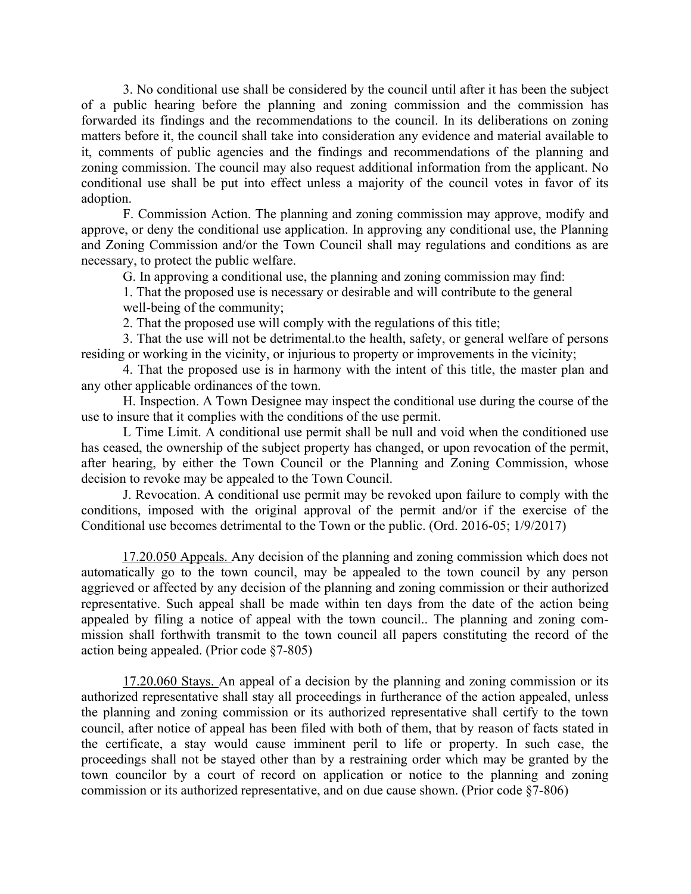3. No conditional use shall be considered by the council until after it has been the subject of a public hearing before the planning and zoning commission and the commission has forwarded its findings and the recommendations to the council. In its deliberations on zoning matters before it, the council shall take into consideration any evidence and material available to it, comments of public agencies and the findings and recommendations of the planning and zoning commission. The council may also request additional information from the applicant. No conditional use shall be put into effect unless a majority of the council votes in favor of its adoption.

F. Commission Action. The planning and zoning commission may approve, modify and approve, or deny the conditional use application. In approving any conditional use, the Planning and Zoning Commission and/or the Town Council shall may regulations and conditions as are necessary, to protect the public welfare.

G. In approving a conditional use, the planning and zoning commission may find:

1. That the proposed use is necessary or desirable and will contribute to the general well-being of the community;

2. That the proposed use will comply with the regulations of this title;

3. That the use will not be detrimental.to the health, safety, or general welfare of persons residing or working in the vicinity, or injurious to property or improvements in the vicinity;

4. That the proposed use is in harmony with the intent of this title, the master plan and any other applicable ordinances of the town.

H. Inspection. A Town Designee may inspect the conditional use during the course of the use to insure that it complies with the conditions of the use permit.

L Time Limit. A conditional use permit shall be null and void when the conditioned use has ceased, the ownership of the subject property has changed, or upon revocation of the permit, after hearing, by either the Town Council or the Planning and Zoning Commission, whose decision to revoke may be appealed to the Town Council.

J. Revocation. A conditional use permit may be revoked upon failure to comply with the conditions, imposed with the original approval of the permit and/or if the exercise of the Conditional use becomes detrimental to the Town or the public. (Ord. 2016-05; 1/9/2017)

17.20.050 Appeals. Any decision of the planning and zoning commission which does not automatically go to the town council, may be appealed to the town council by any person aggrieved or affected by any decision of the planning and zoning commission or their authorized representative. Such appeal shall be made within ten days from the date of the action being appealed by filing a notice of appeal with the town council.. The planning and zoning commission shall forthwith transmit to the town council all papers constituting the record of the action being appealed. (Prior code §7-805)

17.20.060 Stays. An appeal of a decision by the planning and zoning commission or its authorized representative shall stay all proceedings in furtherance of the action appealed, unless the planning and zoning commission or its authorized representative shall certify to the town council, after notice of appeal has been filed with both of them, that by reason of facts stated in the certificate, a stay would cause imminent peril to life or property. In such case, the proceedings shall not be stayed other than by a restraining order which may be granted by the town councilor by a court of record on application or notice to the planning and zoning commission or its authorized representative, and on due cause shown. (Prior code §7-806)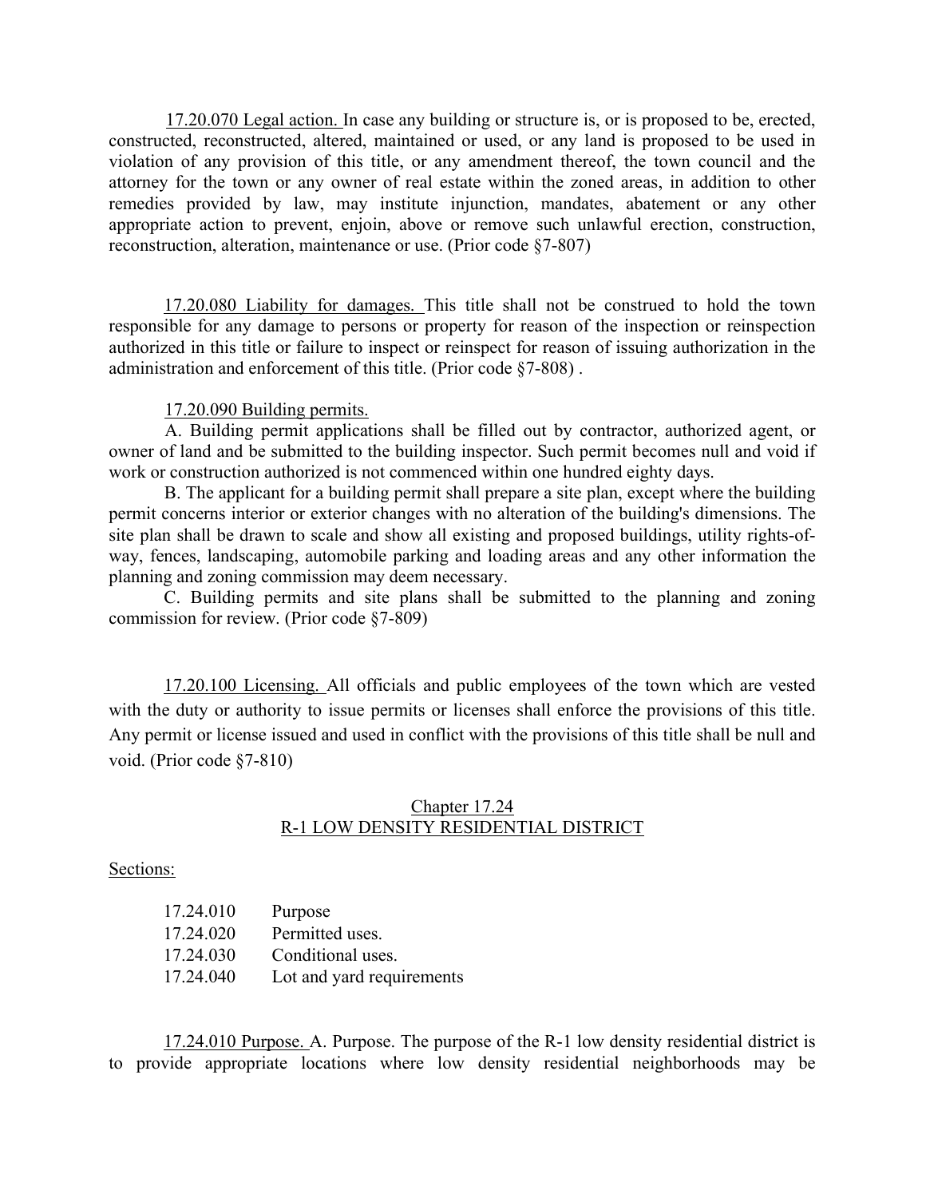17.20.070 Legal action. In case any building or structure is, or is proposed to be, erected, constructed, reconstructed, altered, maintained or used, or any land is proposed to be used in violation of any provision of this title, or any amendment thereof, the town council and the attorney for the town or any owner of real estate within the zoned areas, in addition to other remedies provided by law, may institute injunction, mandates, abatement or any other appropriate action to prevent, enjoin, above or remove such unlawful erection, construction, reconstruction, alteration, maintenance or use. (Prior code §7-807)

17.20.080 Liability for damages. This title shall not be construed to hold the town responsible for any damage to persons or property for reason of the inspection or reinspection authorized in this title or failure to inspect or reinspect for reason of issuing authorization in the administration and enforcement of this title. (Prior code §7-808) .

17.20.090 Building permits.

A. Building permit applications shall be filled out by contractor, authorized agent, or owner of land and be submitted to the building inspector. Such permit becomes null and void if work or construction authorized is not commenced within one hundred eighty days.

B. The applicant for a building permit shall prepare a site plan, except where the building permit concerns interior or exterior changes with no alteration of the building's dimensions. The site plan shall be drawn to scale and show all existing and proposed buildings, utility rights-of-way, fences, landscaping, automobile parking and loading areas and any other information the planning and zoning commission may deem necessary.

C. Building permits and site plans shall be submitted to the planning and zoning commission for review. (Prior code §7-809)

17.20.100 Licensing. All officials and public employees of the town which are vested with the duty or authority to issue permits or licenses shall enforce the provisions of this title. Any permit or license issued and used in conflict with the provisions of this title shall be null and void. (Prior code §7-810)

## Chapter 17.24
## R-1 LOW DENSITY RESIDENTIAL DISTRICT

Sections:

| | |
|---|---|
| 17.24.010 | Purpose |
| 17.24.020 | Permitted uses. |
| 17.24.030 | Conditional uses. |
| 17.24.040 | Lot and yard requirements |

17.24.010 Purpose. A. Purpose. The purpose of the R-1 low density residential district is to provide appropriate locations where low density residential neighborhoods may be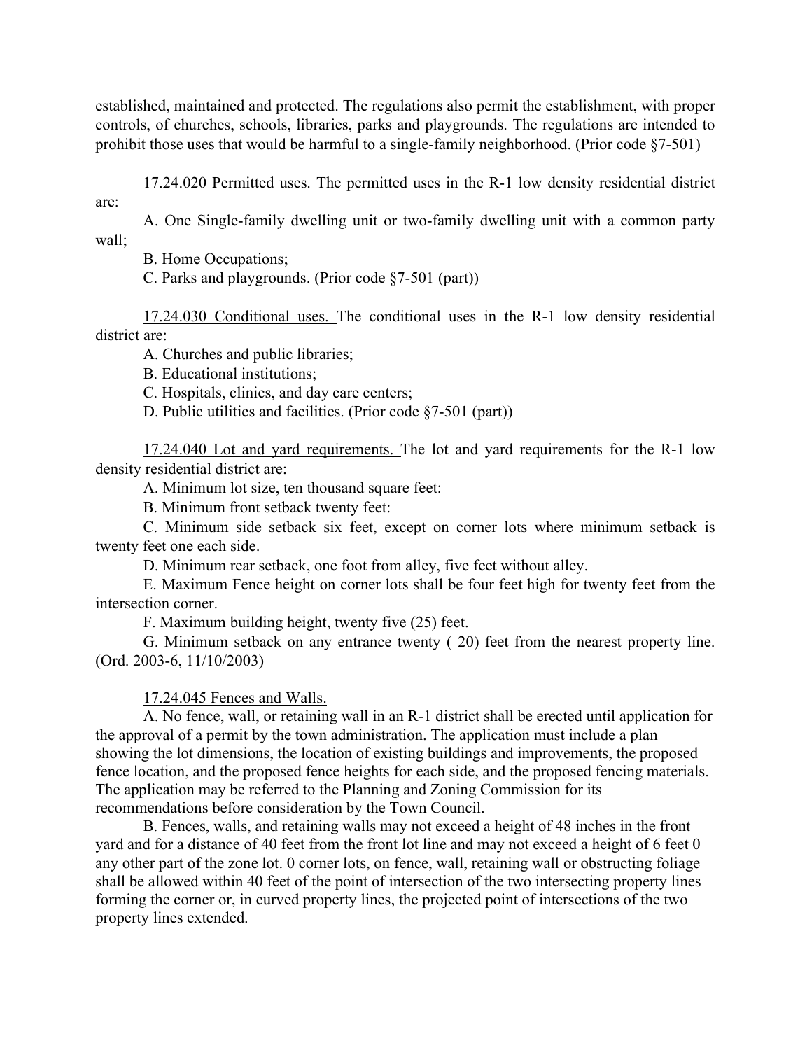established, maintained and protected. The regulations also permit the establishment, with proper controls, of churches, schools, libraries, parks and playgrounds. The regulations are intended to prohibit those uses that would be harmful to a single-family neighborhood. (Prior code §7-501)

17.24.020 Permitted uses. The permitted uses in the R-1 low density residential district are:

A. One Single-family dwelling unit or two-family dwelling unit with a common party wall;

B. Home Occupations;

C. Parks and playgrounds. (Prior code §7-501 (part))

17.24.030 Conditional uses. The conditional uses in the R-1 low density residential district are:

A. Churches and public libraries;

B. Educational institutions;

C. Hospitals, clinics, and day care centers;

D. Public utilities and facilities. (Prior code §7-501 (part))

17.24.040 Lot and yard requirements. The lot and yard requirements for the R-1 low density residential district are:

A. Minimum lot size, ten thousand square feet:

B. Minimum front setback twenty feet:

C. Minimum side setback six feet, except on corner lots where minimum setback is twenty feet one each side.

D. Minimum rear setback, one foot from alley, five feet without alley.

E. Maximum Fence height on corner lots shall be four feet high for twenty feet from the intersection corner.

F. Maximum building height, twenty five (25) feet.

G. Minimum setback on any entrance twenty ( 20) feet from the nearest property line. (Ord. 2003-6, 11/10/2003)

17.24.045 Fences and Walls.

A. No fence, wall, or retaining wall in an R-1 district shall be erected until application for the approval of a permit by the town administration. The application must include a plan showing the lot dimensions, the location of existing buildings and improvements, the proposed fence location, and the proposed fence heights for each side, and the proposed fencing materials. The application may be referred to the Planning and Zoning Commission for its recommendations before consideration by the Town Council.

B. Fences, walls, and retaining walls may not exceed a height of 48 inches in the front yard and for a distance of 40 feet from the front lot line and may not exceed a height of 6 feet 0 any other part of the zone lot. 0 corner lots, on fence, wall, retaining wall or obstructing foliage shall be allowed within 40 feet of the point of intersection of the two intersecting property lines forming the corner or, in curved property lines, the projected point of intersections of the two property lines extended.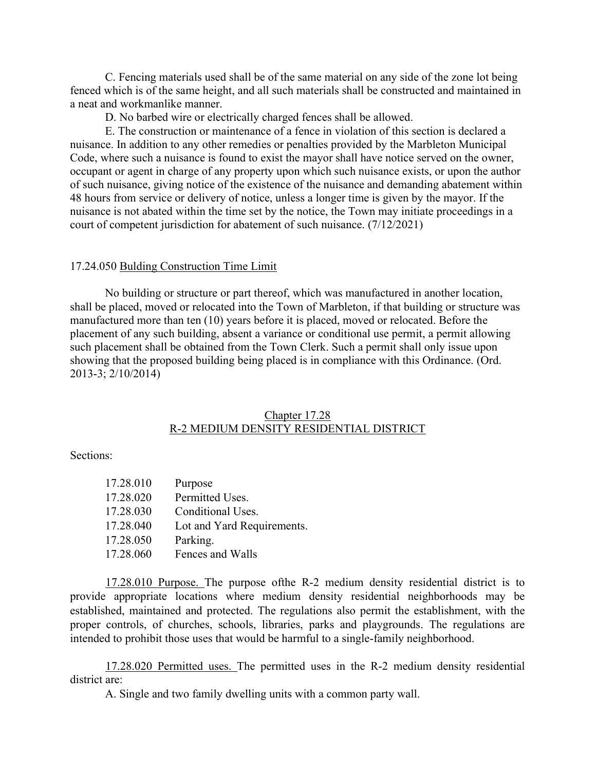C. Fencing materials used shall be of the same material on any side of the zone lot being fenced which is of the same height, and all such materials shall be constructed and maintained in a neat and workmanlike manner.

D. No barbed wire or electrically charged fences shall be allowed.

E. The construction or maintenance of a fence in violation of this section is declared a nuisance. In addition to any other remedies or penalties provided by the Marbleton Municipal Code, where such a nuisance is found to exist the mayor shall have notice served on the owner, occupant or agent in charge of any property upon which such nuisance exists, or upon the author of such nuisance, giving notice of the existence of the nuisance and demanding abatement within 48 hours from service or delivery of notice, unless a longer time is given by the mayor. If the nuisance is not abated within the time set by the notice, the Town may initiate proceedings in a court of competent jurisdiction for abatement of such nuisance. (7/12/2021)

17.24.050 Bulding Construction Time Limit

No building or structure or part thereof, which was manufactured in another location, shall be placed, moved or relocated into the Town of Marbleton, if that building or structure was manufactured more than ten (10) years before it is placed, moved or relocated. Before the placement of any such building, absent a variance or conditional use permit, a permit allowing such placement shall be obtained from the Town Clerk. Such a permit shall only issue upon showing that the proposed building being placed is in compliance with this Ordinance. (Ord. 2013-3; 2/10/2014)

## Chapter 17.28
## R-2 MEDIUM DENSITY RESIDENTIAL DISTRICT

Sections:

| | |
|---|---|
| 17.28.010 | Purpose |
| 17.28.020 | Permitted Uses. |
| 17.28.030 | Conditional Uses. |
| 17.28.040 | Lot and Yard Requirements. |
| 17.28.050 | Parking. |
| 17.28.060 | Fences and Walls |

17.28.010 Purpose. The purpose ofthe R-2 medium density residential district is to provide appropriate locations where medium density residential neighborhoods may be established, maintained and protected. The regulations also permit the establishment, with the proper controls, of churches, schools, libraries, parks and playgrounds. The regulations are intended to prohibit those uses that would be harmful to a single-family neighborhood.

17.28.020 Permitted uses. The permitted uses in the R-2 medium density residential district are:

A. Single and two family dwelling units with a common party wall.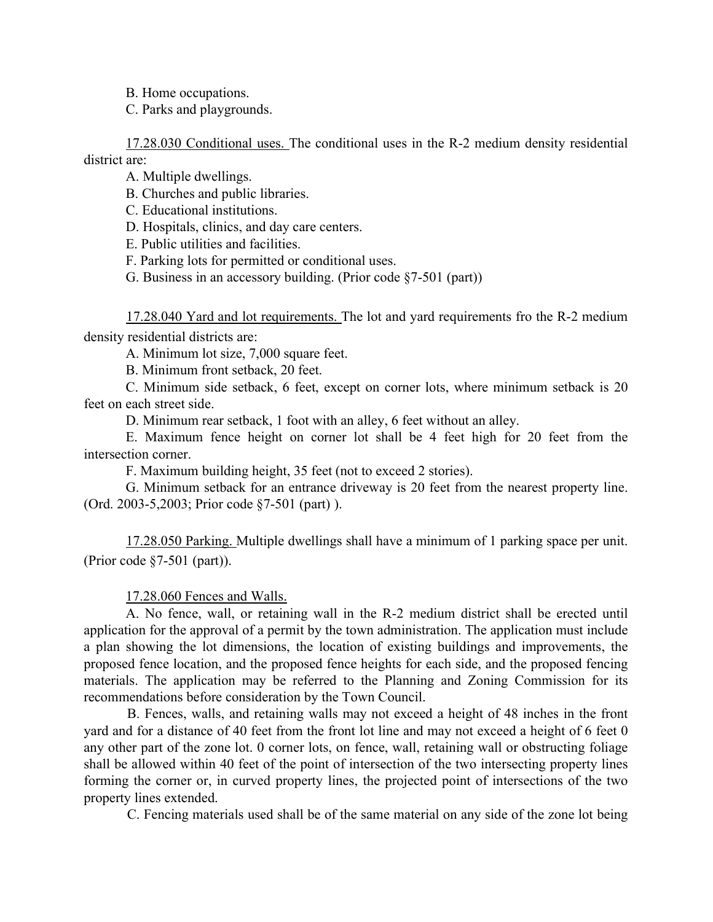B. Home occupations.

C. Parks and playgrounds.

<u>17.28.030 Conditional uses.</u> The conditional uses in the R-2 medium density residential district are:

A. Multiple dwellings.

B. Churches and public libraries.

C. Educational institutions.

D. Hospitals, clinics, and day care centers.

E. Public utilities and facilities.

F. Parking lots for permitted or conditional uses.

G. Business in an accessory building. (Prior code §7-501 (part))

<u>17.28.040 Yard and lot requirements.</u> The lot and yard requirements fro the R-2 medium density residential districts are:

A. Minimum lot size, 7,000 square feet.

B. Minimum front setback, 20 feet.

C. Minimum side setback, 6 feet, except on corner lots, where minimum setback is 20 feet on each street side.

D. Minimum rear setback, 1 foot with an alley, 6 feet without an alley.

E. Maximum fence height on corner lot shall be 4 feet high for 20 feet from the intersection corner.

F. Maximum building height, 35 feet (not to exceed 2 stories).

G. Minimum setback for an entrance driveway is 20 feet from the nearest property line. (Ord. 2003-5,2003; Prior code §7-501 (part) ).

<u>17.28.050 Parking.</u> Multiple dwellings shall have a minimum of 1 parking space per unit. (Prior code §7-501 (part)).

<u>17.28.060 Fences and Walls.</u>

A. No fence, wall, or retaining wall in the R-2 medium district shall be erected until application for the approval of a permit by the town administration. The application must include a plan showing the lot dimensions, the location of existing buildings and improvements, the proposed fence location, and the proposed fence heights for each side, and the proposed fencing materials. The application may be referred to the Planning and Zoning Commission for its recommendations before consideration by the Town Council.

B. Fences, walls, and retaining walls may not exceed a height of 48 inches in the front yard and for a distance of 40 feet from the front lot line and may not exceed a height of 6 feet 0 any other part of the zone lot. 0 corner lots, on fence, wall, retaining wall or obstructing foliage shall be allowed within 40 feet of the point of intersection of the two intersecting property lines forming the corner or, in curved property lines, the projected point of intersections of the two property lines extended.

C. Fencing materials used shall be of the same material on any side of the zone lot being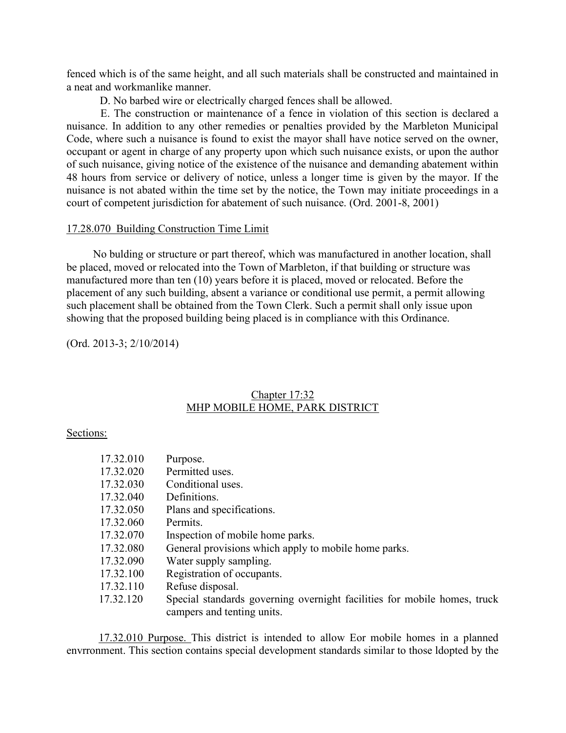fenced which is of the same height, and all such materials shall be constructed and maintained in a neat and workmanlike manner.

D. No barbed wire or electrically charged fences shall be allowed.

E. The construction or maintenance of a fence in violation of this section is declared a nuisance. In addition to any other remedies or penalties provided by the Marbleton Municipal Code, where such a nuisance is found to exist the mayor shall have notice served on the owner, occupant or agent in charge of any property upon which such nuisance exists, or upon the author of such nuisance, giving notice of the existence of the nuisance and demanding abatement within 48 hours from service or delivery of notice, unless a longer time is given by the mayor. If the nuisance is not abated within the time set by the notice, the Town may initiate proceedings in a court of competent jurisdiction for abatement of such nuisance. (Ord. 2001-8, 2001)

### 17.28.070 Building Construction Time Limit

No bulding or structure or part thereof, which was manufactured in another location, shall be placed, moved or relocated into the Town of Marbleton, if that building or structure was manufactured more than ten (10) years before it is placed, moved or relocated. Before the placement of any such building, absent a variance or conditional use permit, a permit allowing such placement shall be obtained from the Town Clerk. Such a permit shall only issue upon showing that the proposed building being placed is in compliance with this Ordinance.

(Ord. 2013-3; 2/10/2014)

## Chapter 17:32
## MHP MOBILE HOME, PARK DISTRICT

Sections:

| | |
|---|---|
| 17.32.010 | Purpose. |
| 17.32.020 | Permitted uses. |
| 17.32.030 | Conditional uses. |
| 17.32.040 | Definitions. |
| 17.32.050 | Plans and specifications. |
| 17.32.060 | Permits. |
| 17.32.070 | Inspection of mobile home parks. |
| 17.32.080 | General provisions which apply to mobile home parks. |
| 17.32.090 | Water supply sampling. |
| 17.32.100 | Registration of occupants. |
| 17.32.110 | Refuse disposal. |
| 17.32.120 | Special standards governing overnight facilities for mobile homes, truck campers and tenting units. |

17.32.010 Purpose. This district is intended to allow Eor mobile homes in a planned envrronment. This section contains special development standards similar to those ldopted by the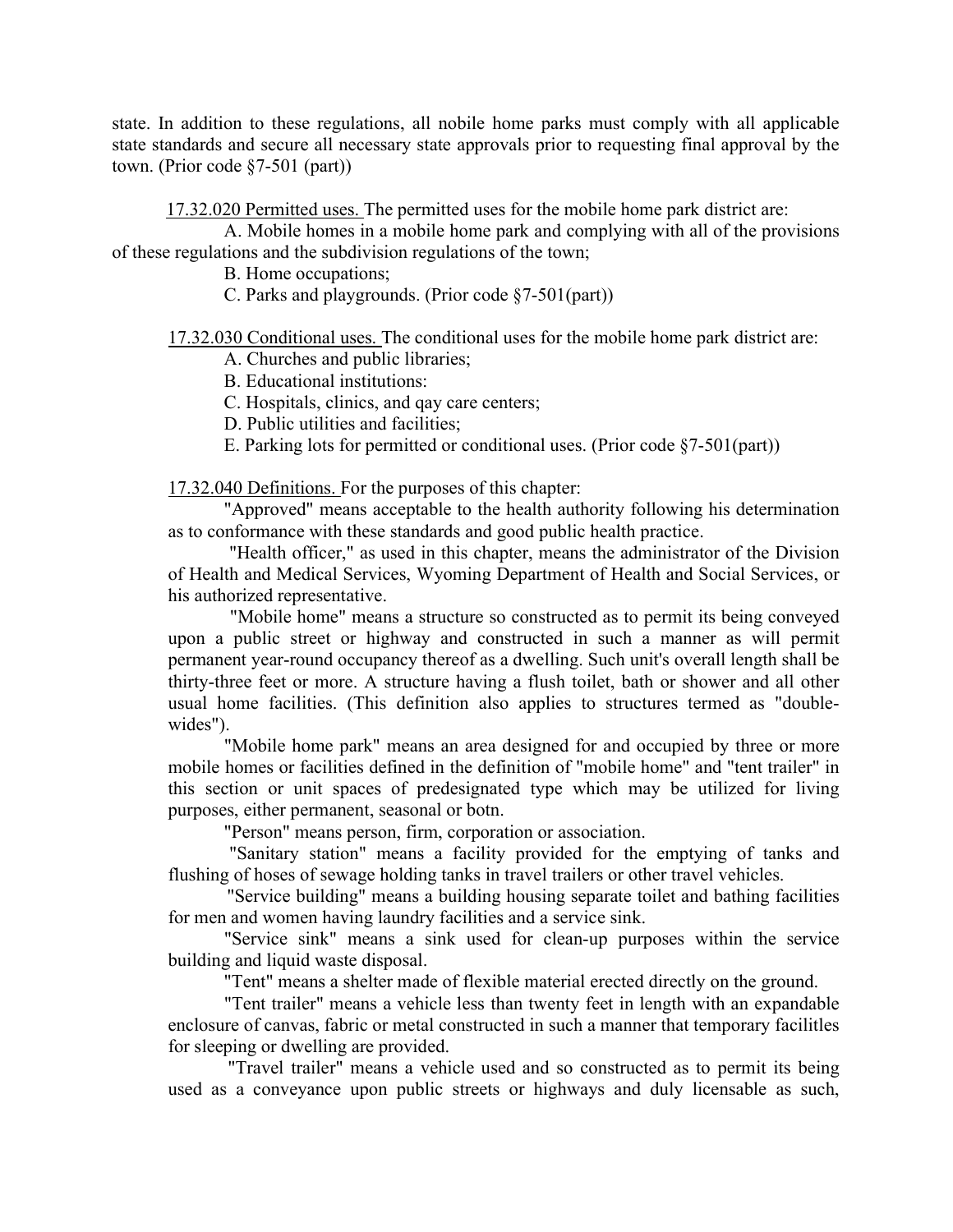state. In addition to these regulations, all nobile home parks must comply with all applicable state standards and secure all necessary state approvals prior to requesting final approval by the town. (Prior code §7-501 (part))

17.32.020 Permitted uses. The permitted uses for the mobile home park district are:

A. Mobile homes in a mobile home park and complying with all of the provisions of these regulations and the subdivision regulations of the town;

B. Home occupations;

C. Parks and playgrounds. (Prior code §7-501(part))

17.32.030 Conditional uses. The conditional uses for the mobile home park district are:

A. Churches and public libraries;

B. Educational institutions:

C. Hospitals, clinics, and qay care centers;

D. Public utilities and facilities;

E. Parking lots for permitted or conditional uses. (Prior code §7-501(part))

17.32.040 Definitions. For the purposes of this chapter:

"Approved" means acceptable to the health authority following his determination as to conformance with these standards and good public health practice.

"Health officer," as used in this chapter, means the administrator of the Division of Health and Medical Services, Wyoming Department of Health and Social Services, or his authorized representative.

"Mobile home" means a structure so constructed as to permit its being conveyed upon a public street or highway and constructed in such a manner as will permit permanent year-round occupancy thereof as a dwelling. Such unit's overall length shall be thirty-three feet or more. A structure having a flush toilet, bath or shower and all other usual home facilities. (This definition also applies to structures termed as "double-wides").

"Mobile home park" means an area designed for and occupied by three or more mobile homes or facilities defined in the definition of "mobile home" and "tent trailer" in this section or unit spaces of predesignated type which may be utilized for living purposes, either permanent, seasonal or botn.

"Person" means person, firm, corporation or association.

"Sanitary station" means a facility provided for the emptying of tanks and flushing of hoses of sewage holding tanks in travel trailers or other travel vehicles.

"Service building" means a building housing separate toilet and bathing facilities for men and women having laundry facilities and a service sink.

"Service sink" means a sink used for clean-up purposes within the service building and liquid waste disposal.

"Tent" means a shelter made of flexible material erected directly on the ground.

"Tent trailer" means a vehicle less than twenty feet in length with an expandable enclosure of canvas, fabric or metal constructed in such a manner that temporary facilitles for sleeping or dwelling are provided.

"Travel trailer" means a vehicle used and so constructed as to permit its being used as a conveyance upon public streets or highways and duly licensable as such,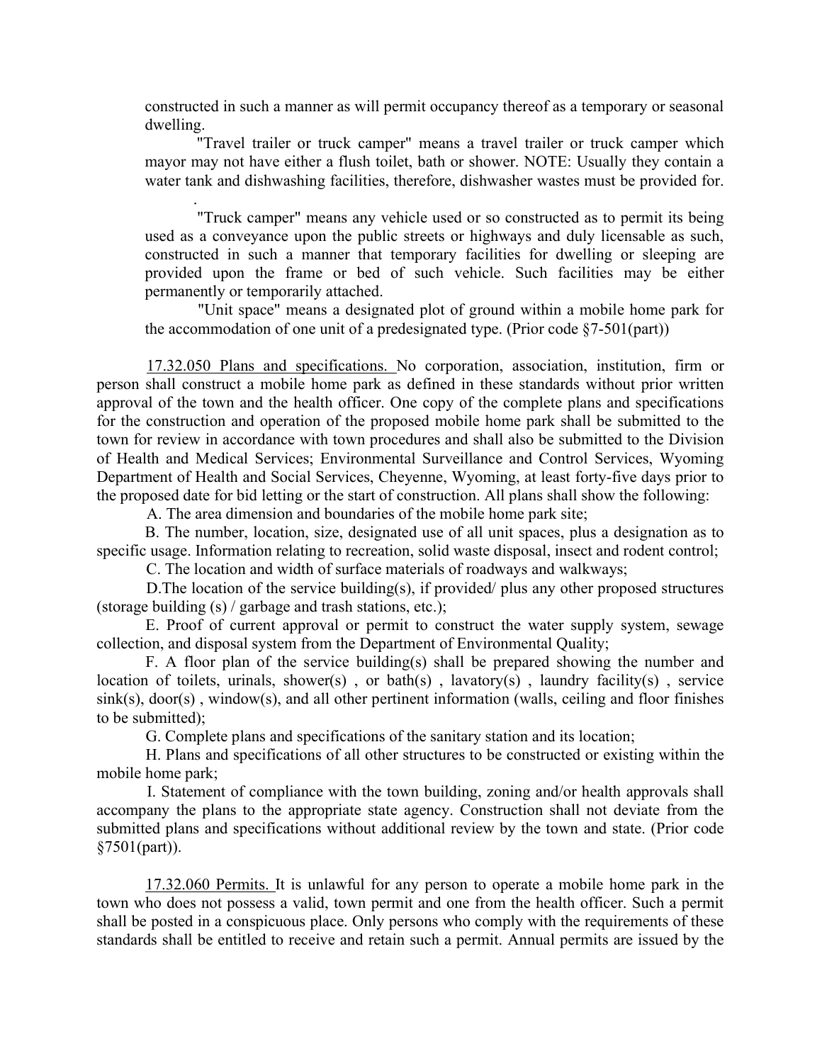constructed in such a manner as will permit occupancy thereof as a temporary or seasonal dwelling.

"Travel trailer or truck camper" means a travel trailer or truck camper which mayor may not have either a flush toilet, bath or shower. NOTE: Usually they contain a water tank and dishwashing facilities, therefore, dishwasher wastes must be provided for.

.

"Truck camper" means any vehicle used or so constructed as to permit its being used as a conveyance upon the public streets or highways and duly licensable as such, constructed in such a manner that temporary facilities for dwelling or sleeping are provided upon the frame or bed of such vehicle. Such facilities may be either permanently or temporarily attached.

"Unit space" means a designated plot of ground within a mobile home park for the accommodation of one unit of a predesignated type. (Prior code §7-501(part))

17.32.050 Plans and specifications. No corporation, association, institution, firm or person shall construct a mobile home park as defined in these standards without prior written approval of the town and the health officer. One copy of the complete plans and specifications for the construction and operation of the proposed mobile home park shall be submitted to the town for review in accordance with town procedures and shall also be submitted to the Division of Health and Medical Services; Environmental Surveillance and Control Services, Wyoming Department of Health and Social Services, Cheyenne, Wyoming, at least forty-five days prior to the proposed date for bid letting or the start of construction. All plans shall show the following:

A. The area dimension and boundaries of the mobile home park site;

B. The number, location, size, designated use of all unit spaces, plus a designation as to specific usage. Information relating to recreation, solid waste disposal, insect and rodent control;

C. The location and width of surface materials of roadways and walkways;

D.The location of the service building(s), if provided/ plus any other proposed structures (storage building (s) / garbage and trash stations, etc.);

E. Proof of current approval or permit to construct the water supply system, sewage collection, and disposal system from the Department of Environmental Quality;

F. A floor plan of the service building(s) shall be prepared showing the number and location of toilets, urinals, shower(s) , or bath(s) , lavatory(s) , laundry facility(s) , service sink(s), door(s) , window(s), and all other pertinent information (walls, ceiling and floor finishes to be submitted);

G. Complete plans and specifications of the sanitary station and its location;

H. Plans and specifications of all other structures to be constructed or existing within the mobile home park;

I. Statement of compliance with the town building, zoning and/or health approvals shall accompany the plans to the appropriate state agency. Construction shall not deviate from the submitted plans and specifications without additional review by the town and state. (Prior code §7501(part)).

17.32.060 Permits. It is unlawful for any person to operate a mobile home park in the town who does not possess a valid, town permit and one from the health officer. Such a permit shall be posted in a conspicuous place. Only persons who comply with the requirements of these standards shall be entitled to receive and retain such a permit. Annual permits are issued by the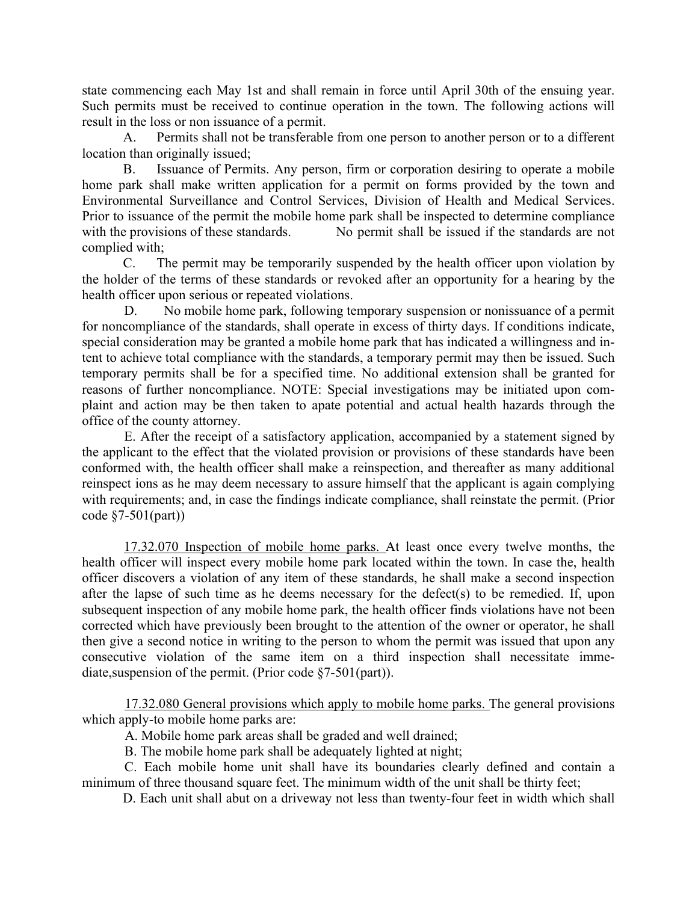state commencing each May 1st and shall remain in force until April 30th of the ensuing year. Such permits must be received to continue operation in the town. The following actions will result in the loss or non issuance of a permit.

A. Permits shall not be transferable from one person to another person or to a different location than originally issued;

B. Issuance of Permits. Any person, firm or corporation desiring to operate a mobile home park shall make written application for a permit on forms provided by the town and Environmental Surveillance and Control Services, Division of Health and Medical Services. Prior to issuance of the permit the mobile home park shall be inspected to determine compliance with the provisions of these standards. No permit shall be issued if the standards are not complied with;

C. The permit may be temporarily suspended by the health officer upon violation by the holder of the terms of these standards or revoked after an opportunity for a hearing by the health officer upon serious or repeated violations.

D. No mobile home park, following temporary suspension or nonissuance of a permit for noncompliance of the standards, shall operate in excess of thirty days. If conditions indicate, special consideration may be granted a mobile home park that has indicated a willingness and intent to achieve total compliance with the standards, a temporary permit may then be issued. Such temporary permits shall be for a specified time. No additional extension shall be granted for reasons of further noncompliance. NOTE: Special investigations may be initiated upon complaint and action may be then taken to apate potential and actual health hazards through the office of the county attorney.

E. After the receipt of a satisfactory application, accompanied by a statement signed by the applicant to the effect that the violated provision or provisions of these standards have been conformed with, the health officer shall make a reinspection, and thereafter as many additional reinspect ions as he may deem necessary to assure himself that the applicant is again complying with requirements; and, in case the findings indicate compliance, shall reinstate the permit. (Prior code §7-501(part))

17.32.070 Inspection of mobile home parks. At least once every twelve months, the health officer will inspect every mobile home park located within the town. In case the, health officer discovers a violation of any item of these standards, he shall make a second inspection after the lapse of such time as he deems necessary for the defect(s) to be remedied. If, upon subsequent inspection of any mobile home park, the health officer finds violations have not been corrected which have previously been brought to the attention of the owner or operator, he shall then give a second notice in writing to the person to whom the permit was issued that upon any consecutive violation of the same item on a third inspection shall necessitate immediate,suspension of the permit. (Prior code §7-501(part)).

17.32.080 General provisions which apply to mobile home parks. The general provisions which apply-to mobile home parks are:

A. Mobile home park areas shall be graded and well drained;

B. The mobile home park shall be adequately lighted at night;

C. Each mobile home unit shall have its boundaries clearly defined and contain a minimum of three thousand square feet. The minimum width of the unit shall be thirty feet;

D. Each unit shall abut on a driveway not less than twenty-four feet in width which shall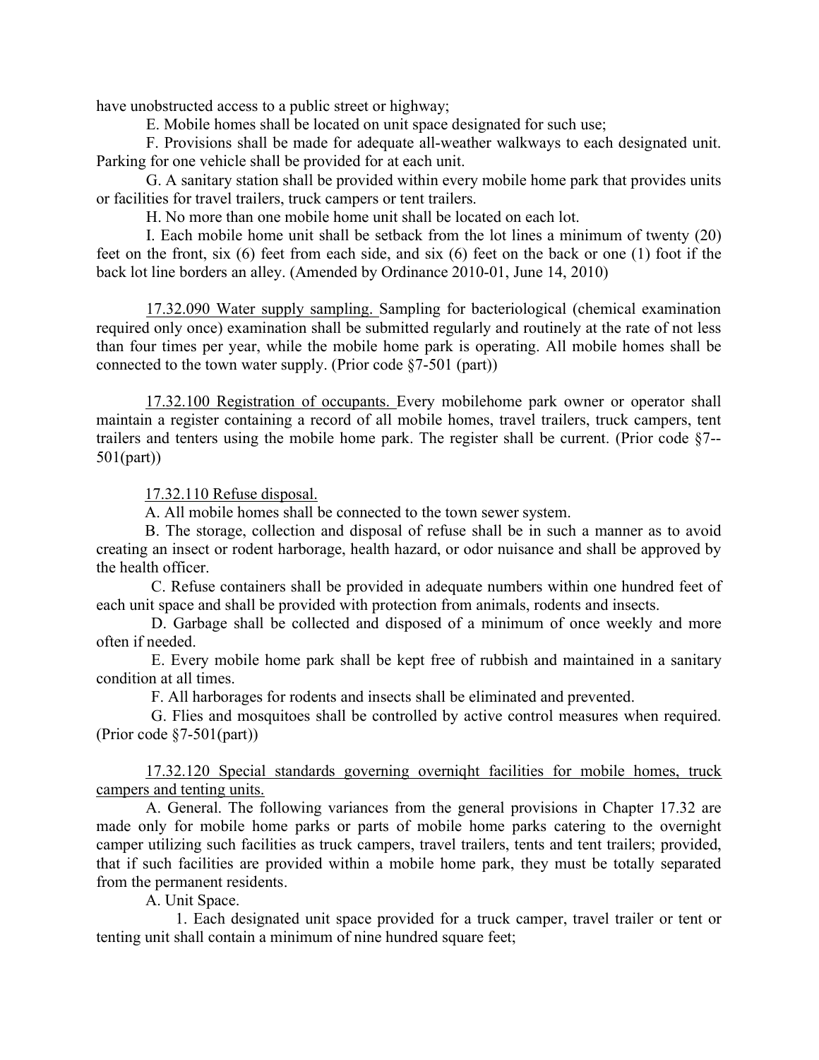have unobstructed access to a public street or highway;

E. Mobile homes shall be located on unit space designated for such use;

F. Provisions shall be made for adequate all-weather walkways to each designated unit. Parking for one vehicle shall be provided for at each unit.

G. A sanitary station shall be provided within every mobile home park that provides units or facilities for travel trailers, truck campers or tent trailers.

H. No more than one mobile home unit shall be located on each lot.

I. Each mobile home unit shall be setback from the lot lines a minimum of twenty (20) feet on the front, six (6) feet from each side, and six (6) feet on the back or one (1) foot if the back lot line borders an alley. (Amended by Ordinance 2010-01, June 14, 2010)

17.32.090 Water supply sampling. Sampling for bacteriological (chemical examination required only once) examination shall be submitted regularly and routinely at the rate of not less than four times per year, while the mobile home park is operating. All mobile homes shall be connected to the town water supply. (Prior code §7-501 (part))

17.32.100 Registration of occupants. Every mobilehome park owner or operator shall maintain a register containing a record of all mobile homes, travel trailers, truck campers, tent trailers and tenters using the mobile home park. The register shall be current. (Prior code §7--501(part))

17.32.110 Refuse disposal.

A. All mobile homes shall be connected to the town sewer system.

B. The storage, collection and disposal of refuse shall be in such a manner as to avoid creating an insect or rodent harborage, health hazard, or odor nuisance and shall be approved by the health officer.

C. Refuse containers shall be provided in adequate numbers within one hundred feet of each unit space and shall be provided with protection from animals, rodents and insects.

D. Garbage shall be collected and disposed of a minimum of once weekly and more often if needed.

E. Every mobile home park shall be kept free of rubbish and maintained in a sanitary condition at all times.

F. All harborages for rodents and insects shall be eliminated and prevented.

G. Flies and mosquitoes shall be controlled by active control measures when required. (Prior code §7-501(part))

17.32.120 Special standards governing overniqht facilities for mobile homes, truck campers and tenting units.

A. General. The following variances from the general provisions in Chapter 17.32 are made only for mobile home parks or parts of mobile home parks catering to the overnight camper utilizing such facilities as truck campers, travel trailers, tents and tent trailers; provided, that if such facilities are provided within a mobile home park, they must be totally separated from the permanent residents.

A. Unit Space.

1. Each designated unit space provided for a truck camper, travel trailer or tent or tenting unit shall contain a minimum of nine hundred square feet;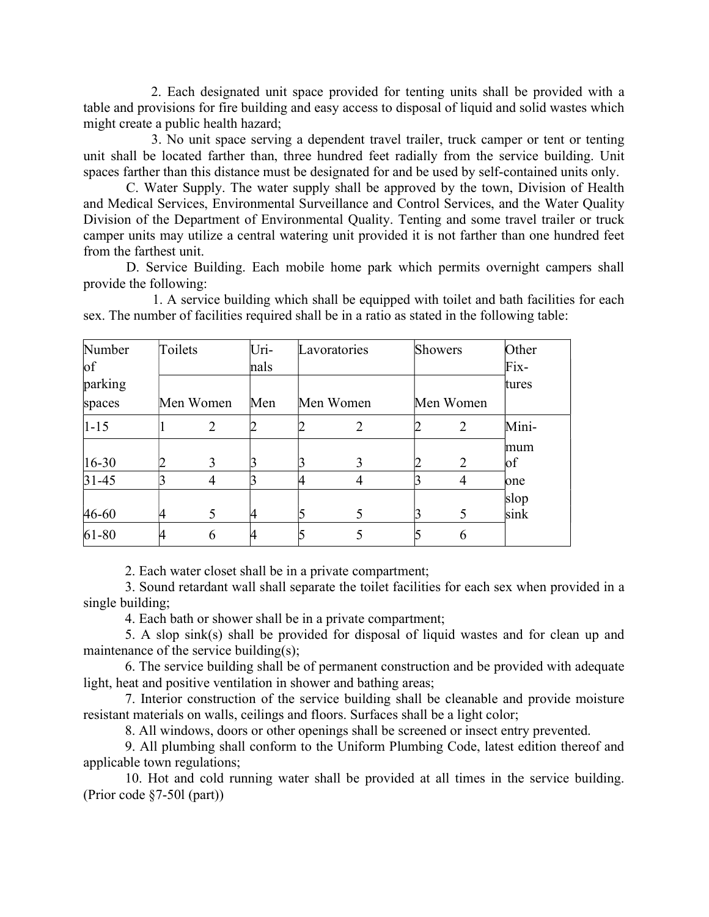2. Each designated unit space provided for tenting units shall be provided with a table and provisions for fire building and easy access to disposal of liquid and solid wastes which might create a public health hazard;

3. No unit space serving a dependent travel trailer, truck camper or tent or tenting unit shall be located farther than, three hundred feet radially from the service building. Unit spaces farther than this distance must be designated for and be used by self-contained units only.

C. Water Supply. The water supply shall be approved by the town, Division of Health and Medical Services, Environmental Surveillance and Control Services, and the Water Quality Division of the Department of Environmental Quality. Tenting and some travel trailer or truck camper units may utilize a central watering unit provided it is not farther than one hundred feet from the farthest unit.

D. Service Building. Each mobile home park which permits overnight campers shall provide the following:

1. A service building which shall be equipped with toilet and bath facilities for each sex. The number of facilities required shall be in a ratio as stated in the following table:

| Number of parking spaces | Toilets | | Urinals | Lavoratories | | Showers | | Other Fixtures |
|---|---|---|---|---|---|---|---|---|
| | Men | Women | Men | Men | Women | Men | Women | |
| 1-15 | 1 | 2 | 2 | 2 | 2 | 2 | 2 | Minimum of one slop sink |
| 16-30 | 2 | 3 | 3 | 3 | 3 | 2 | 2 | |
| 31-45 | 3 | 4 | 3 | 4 | 4 | 3 | 4 | |
| 46-60 | 4 | 5 | 4 | 5 | 5 | 3 | 5 | |
| 61-80 | 4 | 6 | 4 | 5 | 5 | 5 | 6 | |

2. Each water closet shall be in a private compartment;

3. Sound retardant wall shall separate the toilet facilities for each sex when provided in a single building;

4. Each bath or shower shall be in a private compartment;

5. A slop sink(s) shall be provided for disposal of liquid wastes and for clean up and maintenance of the service building(s);

6. The service building shall be of permanent construction and be provided with adequate light, heat and positive ventilation in shower and bathing areas;

7. Interior construction of the service building shall be cleanable and provide moisture resistant materials on walls, ceilings and floors. Surfaces shall be a light color;

8. All windows, doors or other openings shall be screened or insect entry prevented.

9. All plumbing shall conform to the Uniform Plumbing Code, latest edition thereof and applicable town regulations;

10. Hot and cold running water shall be provided at all times in the service building. (Prior code §7-50l (part))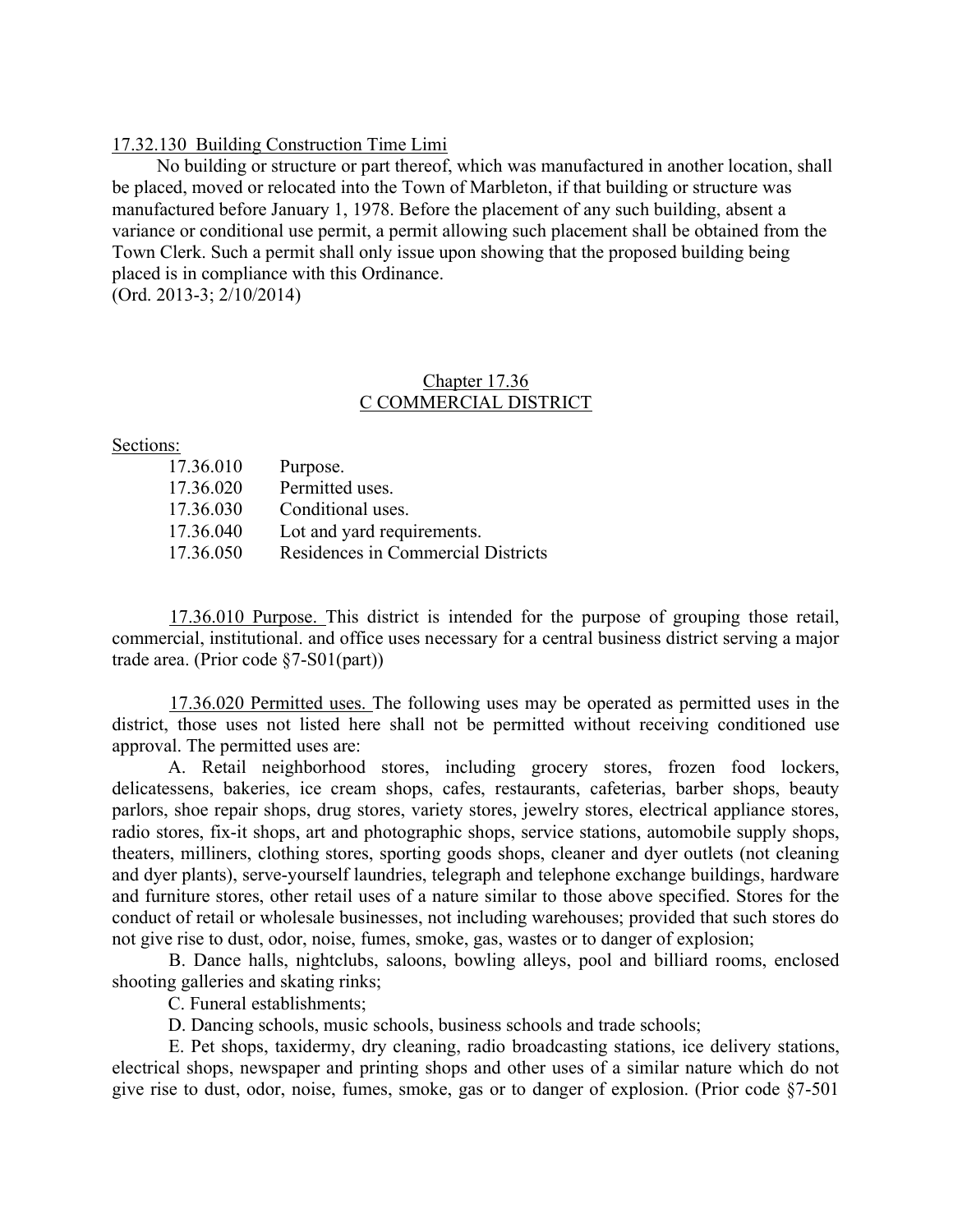17.32.130 Building Construction Time Limi

No building or structure or part thereof, which was manufactured in another location, shall be placed, moved or relocated into the Town of Marbleton, if that building or structure was manufactured before January 1, 1978. Before the placement of any such building, absent a variance or conditional use permit, a permit allowing such placement shall be obtained from the Town Clerk. Such a permit shall only issue upon showing that the proposed building being placed is in compliance with this Ordinance.
(Ord. 2013-3; 2/10/2014)

## Chapter 17.36
## C COMMERCIAL DISTRICT

Sections:

| | |
|---|---|
| 17.36.010 | Purpose. |
| 17.36.020 | Permitted uses. |
| 17.36.030 | Conditional uses. |
| 17.36.040 | Lot and yard requirements. |
| 17.36.050 | Residences in Commercial Districts |

17.36.010 Purpose. This district is intended for the purpose of grouping those retail, commercial, institutional. and office uses necessary for a central business district serving a major trade area. (Prior code §7-S01(part))

17.36.020 Permitted uses. The following uses may be operated as permitted uses in the district, those uses not listed here shall not be permitted without receiving conditioned use approval. The permitted uses are:

A. Retail neighborhood stores, including grocery stores, frozen food lockers, delicatessens, bakeries, ice cream shops, cafes, restaurants, cafeterias, barber shops, beauty parlors, shoe repair shops, drug stores, variety stores, jewelry stores, electrical appliance stores, radio stores, fix-it shops, art and photographic shops, service stations, automobile supply shops, theaters, milliners, clothing stores, sporting goods shops, cleaner and dyer outlets (not cleaning and dyer plants), serve-yourself laundries, telegraph and telephone exchange buildings, hardware and furniture stores, other retail uses of a nature similar to those above specified. Stores for the conduct of retail or wholesale businesses, not including warehouses; provided that such stores do not give rise to dust, odor, noise, fumes, smoke, gas, wastes or to danger of explosion;

B. Dance halls, nightclubs, saloons, bowling alleys, pool and billiard rooms, enclosed shooting galleries and skating rinks;

C. Funeral establishments;

D. Dancing schools, music schools, business schools and trade schools;

E. Pet shops, taxidermy, dry cleaning, radio broadcasting stations, ice delivery stations, electrical shops, newspaper and printing shops and other uses of a similar nature which do not give rise to dust, odor, noise, fumes, smoke, gas or to danger of explosion. (Prior code §7-501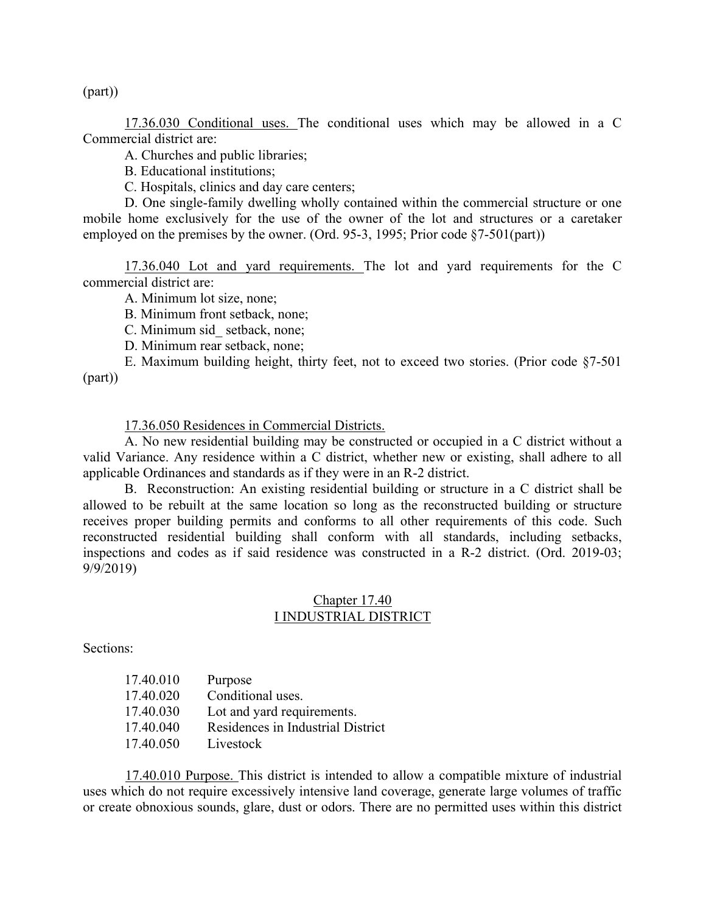(part))

17.36.030 Conditional uses. The conditional uses which may be allowed in a C Commercial district are:

A. Churches and public libraries;

B. Educational institutions;

C. Hospitals, clinics and day care centers;

D. One single-family dwelling wholly contained within the commercial structure or one mobile home exclusively for the use of the owner of the lot and structures or a caretaker employed on the premises by the owner. (Ord. 95-3, 1995; Prior code §7-501(part))

17.36.040 Lot and yard requirements. The lot and yard requirements for the C commercial district are:

A. Minimum lot size, none;

B. Minimum front setback, none;

C. Minimum sid_ setback, none;

D. Minimum rear setback, none;

E. Maximum building height, thirty feet, not to exceed two stories. (Prior code §7-501 (part))

17.36.050 Residences in Commercial Districts.

A. No new residential building may be constructed or occupied in a C district without a valid Variance. Any residence within a C district, whether new or existing, shall adhere to all applicable Ordinances and standards as if they were in an R-2 district.

B. Reconstruction: An existing residential building or structure in a C district shall be allowed to be rebuilt at the same location so long as the reconstructed building or structure receives proper building permits and conforms to all other requirements of this code. Such reconstructed residential building shall conform with all standards, including setbacks, inspections and codes as if said residence was constructed in a R-2 district. (Ord. 2019-03; 9/9/2019)

## Chapter 17.40
## I INDUSTRIAL DISTRICT

Sections:

| | |
|---|---|
| 17.40.010 | Purpose |
| 17.40.020 | Conditional uses. |
| 17.40.030 | Lot and yard requirements. |
| 17.40.040 | Residences in Industrial District |
| 17.40.050 | Livestock |

17.40.010 Purpose. This district is intended to allow a compatible mixture of industrial uses which do not require excessively intensive land coverage, generate large volumes of traffic or create obnoxious sounds, glare, dust or odors. There are no permitted uses within this district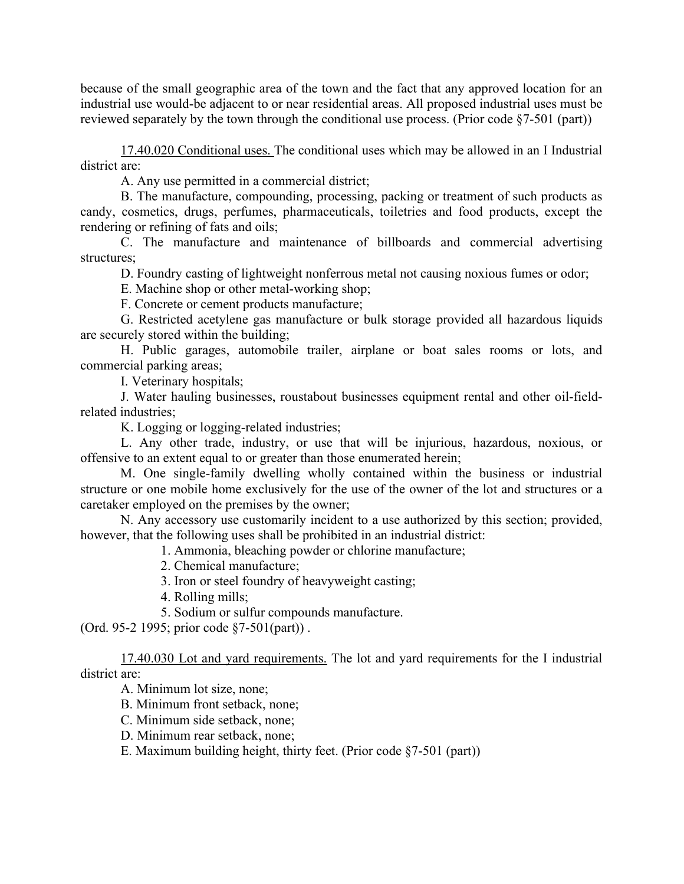because of the small geographic area of the town and the fact that any approved location for an industrial use would-be adjacent to or near residential areas. All proposed industrial uses must be reviewed separately by the town through the conditional use process. (Prior code §7-501 (part))

17.40.020 Conditional uses. The conditional uses which may be allowed in an I Industrial district are:

A. Any use permitted in a commercial district;

B. The manufacture, compounding, processing, packing or treatment of such products as candy, cosmetics, drugs, perfumes, pharmaceuticals, toiletries and food products, except the rendering or refining of fats and oils;

C. The manufacture and maintenance of billboards and commercial advertising structures;

D. Foundry casting of lightweight nonferrous metal not causing noxious fumes or odor;

E. Machine shop or other metal-working shop;

F. Concrete or cement products manufacture;

G. Restricted acetylene gas manufacture or bulk storage provided all hazardous liquids are securely stored within the building;

H. Public garages, automobile trailer, airplane or boat sales rooms or lots, and commercial parking areas;

I. Veterinary hospitals;

J. Water hauling businesses, roustabout businesses equipment rental and other oil-field-related industries;

K. Logging or logging-related industries;

L. Any other trade, industry, or use that will be injurious, hazardous, noxious, or offensive to an extent equal to or greater than those enumerated herein;

M. One single-family dwelling wholly contained within the business or industrial structure or one mobile home exclusively for the use of the owner of the lot and structures or a caretaker employed on the premises by the owner;

N. Any accessory use customarily incident to a use authorized by this section; provided, however, that the following uses shall be prohibited in an industrial district:

1. Ammonia, bleaching powder or chlorine manufacture;
2. Chemical manufacture;
3. Iron or steel foundry of heavyweight casting;
4. Rolling mills;
5. Sodium or sulfur compounds manufacture.

(Ord. 95-2 1995; prior code §7-501(part)) .

17.40.030 Lot and yard requirements. The lot and yard requirements for the I industrial district are:

A. Minimum lot size, none;

B. Minimum front setback, none;

C. Minimum side setback, none;

D. Minimum rear setback, none;

E. Maximum building height, thirty feet. (Prior code §7-501 (part))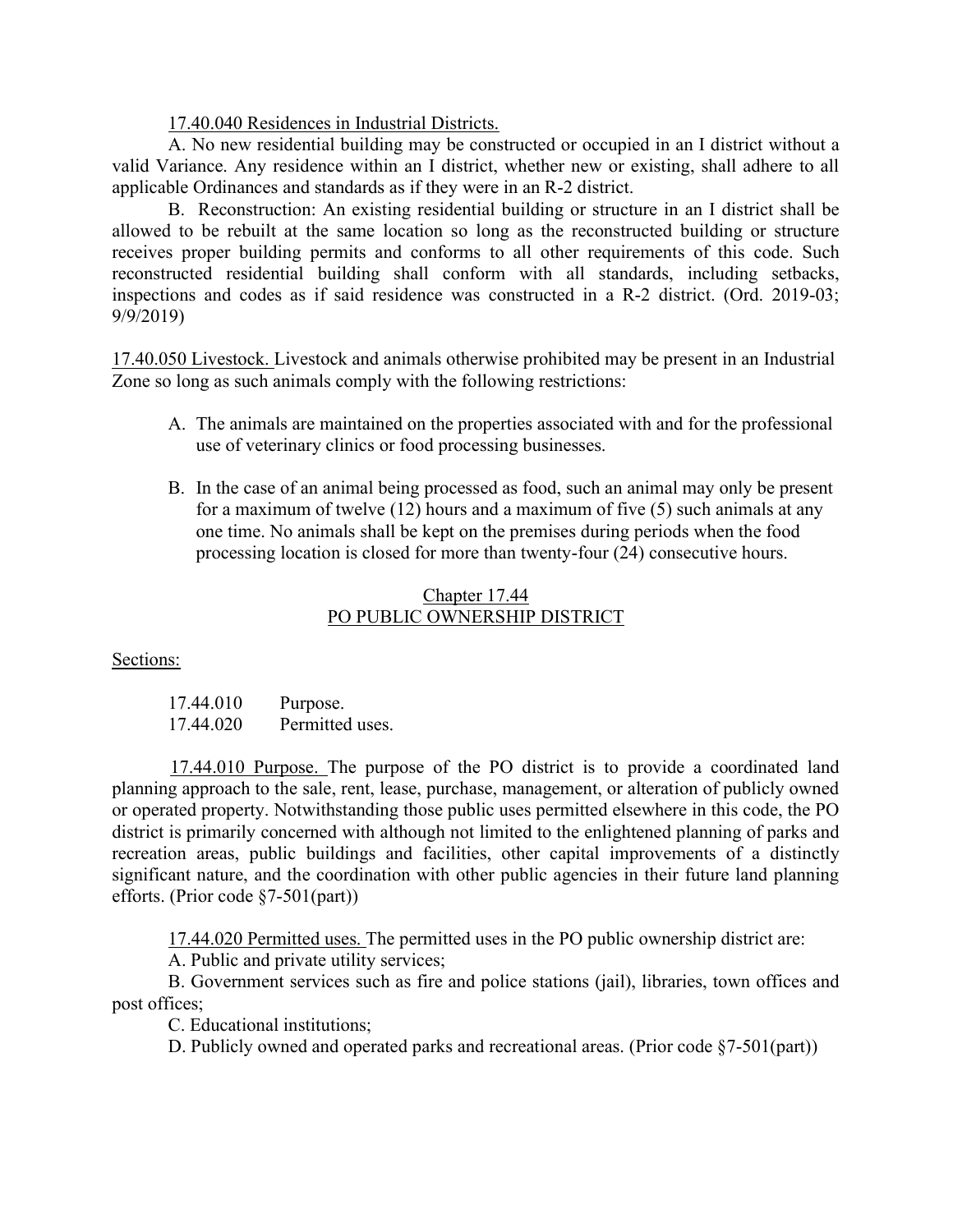17.40.040 Residences in Industrial Districts.

A. No new residential building may be constructed or occupied in an I district without a valid Variance. Any residence within an I district, whether new or existing, shall adhere to all applicable Ordinances and standards as if they were in an R-2 district.

B. Reconstruction: An existing residential building or structure in an I district shall be allowed to be rebuilt at the same location so long as the reconstructed building or structure receives proper building permits and conforms to all other requirements of this code. Such reconstructed residential building shall conform with all standards, including setbacks, inspections and codes as if said residence was constructed in a R-2 district. (Ord. 2019-03; 9/9/2019)

17.40.050 Livestock. Livestock and animals otherwise prohibited may be present in an Industrial Zone so long as such animals comply with the following restrictions:

A. The animals are maintained on the properties associated with and for the professional use of veterinary clinics or food processing businesses.

B. In the case of an animal being processed as food, such an animal may only be present for a maximum of twelve (12) hours and a maximum of five (5) such animals at any one time. No animals shall be kept on the premises during periods when the food processing location is closed for more than twenty-four (24) consecutive hours.

## Chapter 17.44
## PO PUBLIC OWNERSHIP DISTRICT

Sections:

17.44.010 Purpose.
17.44.020 Permitted uses.

17.44.010 Purpose. The purpose of the PO district is to provide a coordinated land planning approach to the sale, rent, lease, purchase, management, or alteration of publicly owned or operated property. Notwithstanding those public uses permitted elsewhere in this code, the PO district is primarily concerned with although not limited to the enlightened planning of parks and recreation areas, public buildings and facilities, other capital improvements of a distinctly significant nature, and the coordination with other public agencies in their future land planning efforts. (Prior code §7-501(part))

17.44.020 Permitted uses. The permitted uses in the PO public ownership district are:

A. Public and private utility services;

B. Government services such as fire and police stations (jail), libraries, town offices and post offices;

C. Educational institutions;

D. Publicly owned and operated parks and recreational areas. (Prior code §7-501(part))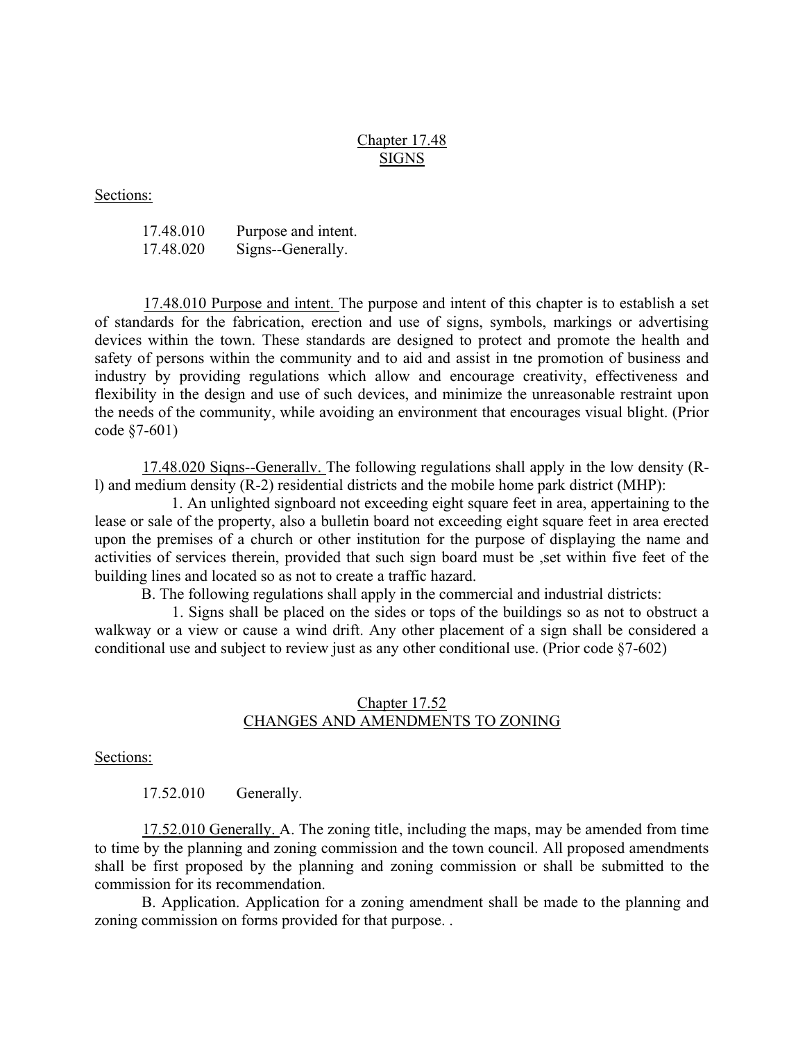## Chapter 17.48
## SIGNS

Sections:

17.48.010 Purpose and intent.
17.48.020 Signs--Generally.

17.48.010 Purpose and intent. The purpose and intent of this chapter is to establish a set of standards for the fabrication, erection and use of signs, symbols, markings or advertising devices within the town. These standards are designed to protect and promote the health and safety of persons within the community and to aid and assist in tne promotion of business and industry by providing regulations which allow and encourage creativity, effectiveness and flexibility in the design and use of such devices, and minimize the unreasonable restraint upon the needs of the community, while avoiding an environment that encourages visual blight. (Prior code §7-601)

17.48.020 Siqns--Generallv. The following regulations shall apply in the low density (R-l) and medium density (R-2) residential districts and the mobile home park district (MHP):

1. An unlighted signboard not exceeding eight square feet in area, appertaining to the lease or sale of the property, also a bulletin board not exceeding eight square feet in area erected upon the premises of a church or other institution for the purpose of displaying the name and activities of services therein, provided that such sign board must be ,set within five feet of the building lines and located so as not to create a traffic hazard.

B. The following regulations shall apply in the commercial and industrial districts:

1. Signs shall be placed on the sides or tops of the buildings so as not to obstruct a walkway or a view or cause a wind drift. Any other placement of a sign shall be considered a conditional use and subject to review just as any other conditional use. (Prior code §7-602)

## Chapter 17.52
## CHANGES AND AMENDMENTS TO ZONING

Sections:

17.52.010 Generally.

17.52.010 Generally. A. The zoning title, including the maps, may be amended from time to time by the planning and zoning commission and the town council. All proposed amendments shall be first proposed by the planning and zoning commission or shall be submitted to the commission for its recommendation.

B. Application. Application for a zoning amendment shall be made to the planning and zoning commission on forms provided for that purpose. .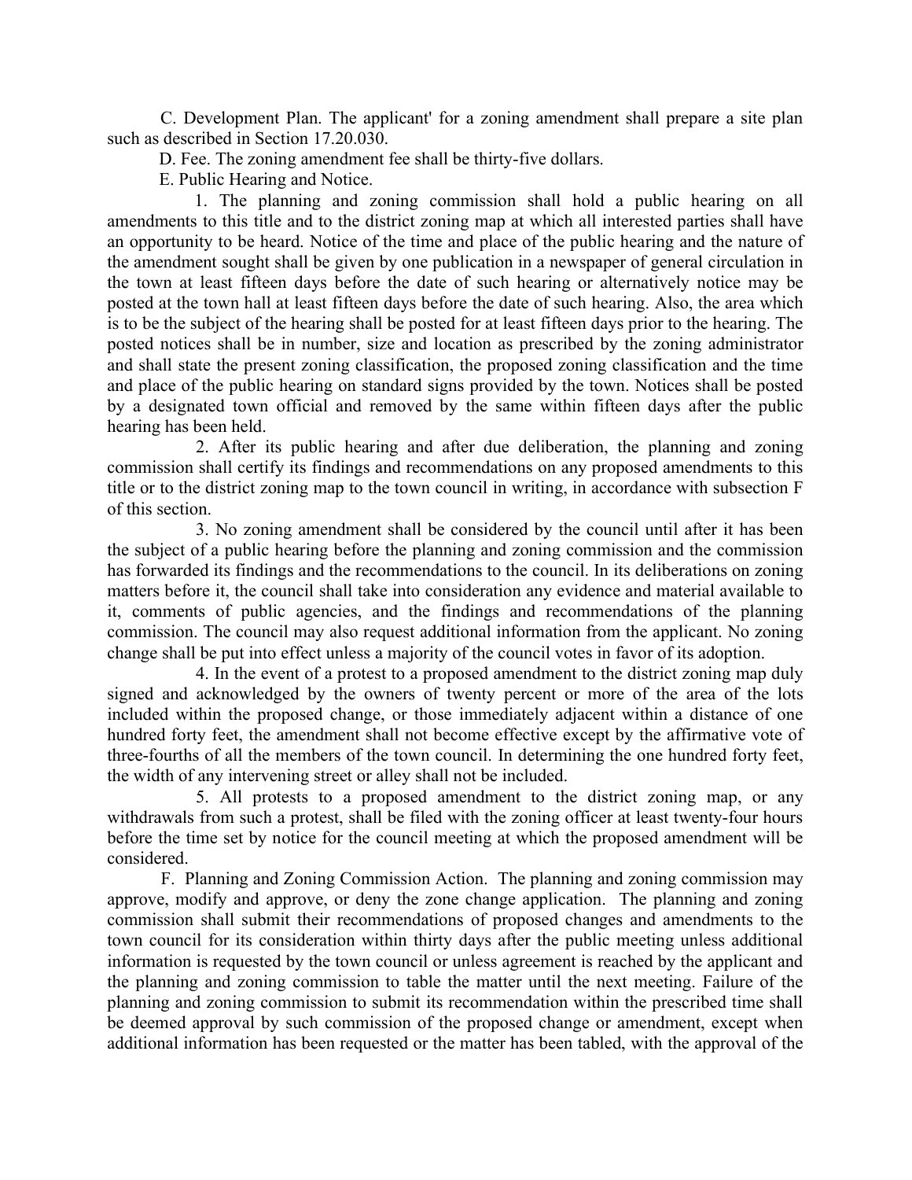C. Development Plan. The applicant' for a zoning amendment shall prepare a site plan such as described in Section 17.20.030.

D. Fee. The zoning amendment fee shall be thirty-five dollars.

E. Public Hearing and Notice.

1. The planning and zoning commission shall hold a public hearing on all amendments to this title and to the district zoning map at which all interested parties shall have an opportunity to be heard. Notice of the time and place of the public hearing and the nature of the amendment sought shall be given by one publication in a newspaper of general circulation in the town at least fifteen days before the date of such hearing or alternatively notice may be posted at the town hall at least fifteen days before the date of such hearing. Also, the area which is to be the subject of the hearing shall be posted for at least fifteen days prior to the hearing. The posted notices shall be in number, size and location as prescribed by the zoning administrator and shall state the present zoning classification, the proposed zoning classification and the time and place of the public hearing on standard signs provided by the town. Notices shall be posted by a designated town official and removed by the same within fifteen days after the public hearing has been held.

2. After its public hearing and after due deliberation, the planning and zoning commission shall certify its findings and recommendations on any proposed amendments to this title or to the district zoning map to the town council in writing, in accordance with subsection F of this section.

3. No zoning amendment shall be considered by the council until after it has been the subject of a public hearing before the planning and zoning commission and the commission has forwarded its findings and the recommendations to the council. In its deliberations on zoning matters before it, the council shall take into consideration any evidence and material available to it, comments of public agencies, and the findings and recommendations of the planning commission. The council may also request additional information from the applicant. No zoning change shall be put into effect unless a majority of the council votes in favor of its adoption.

4. In the event of a protest to a proposed amendment to the district zoning map duly signed and acknowledged by the owners of twenty percent or more of the area of the lots included within the proposed change, or those immediately adjacent within a distance of one hundred forty feet, the amendment shall not become effective except by the affirmative vote of three-fourths of all the members of the town council. In determining the one hundred forty feet, the width of any intervening street or alley shall not be included.

5. All protests to a proposed amendment to the district zoning map, or any withdrawals from such a protest, shall be filed with the zoning officer at least twenty-four hours before the time set by notice for the council meeting at which the proposed amendment will be considered.

F. Planning and Zoning Commission Action. The planning and zoning commission may approve, modify and approve, or deny the zone change application. The planning and zoning commission shall submit their recommendations of proposed changes and amendments to the town council for its consideration within thirty days after the public meeting unless additional information is requested by the town council or unless agreement is reached by the applicant and the planning and zoning commission to table the matter until the next meeting. Failure of the planning and zoning commission to submit its recommendation within the prescribed time shall be deemed approval by such commission of the proposed change or amendment, except when additional information has been requested or the matter has been tabled, with the approval of the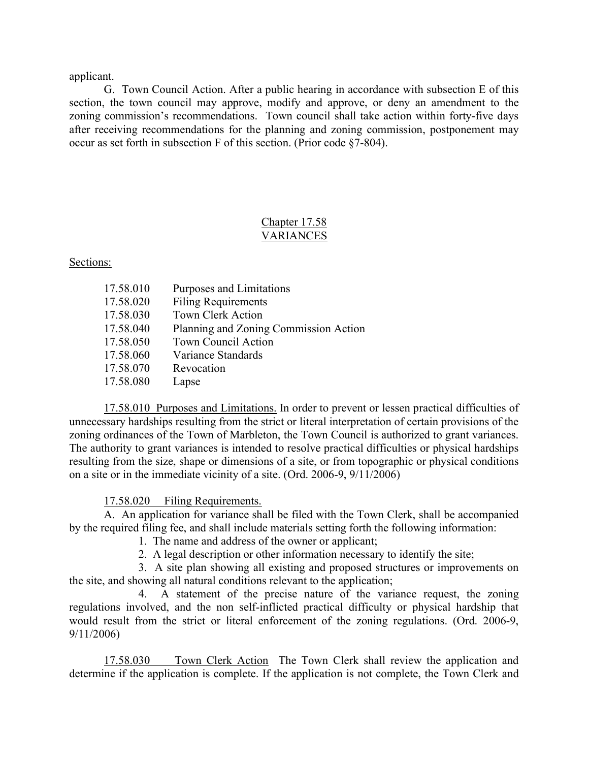applicant.

G. Town Council Action. After a public hearing in accordance with subsection E of this section, the town council may approve, modify and approve, or deny an amendment to the zoning commission's recommendations. Town council shall take action within forty-five days after receiving recommendations for the planning and zoning commission, postponement may occur as set forth in subsection F of this section. (Prior code §7-804).

## Chapter 17.58
## VARIANCES

Sections:

| | |
|---|---|
| 17.58.010 | Purposes and Limitations |
| 17.58.020 | Filing Requirements |
| 17.58.030 | Town Clerk Action |
| 17.58.040 | Planning and Zoning Commission Action |
| 17.58.050 | Town Council Action |
| 17.58.060 | Variance Standards |
| 17.58.070 | Revocation |
| 17.58.080 | Lapse |

17.58.010 Purposes and Limitations. In order to prevent or lessen practical difficulties of unnecessary hardships resulting from the strict or literal interpretation of certain provisions of the zoning ordinances of the Town of Marbleton, the Town Council is authorized to grant variances. The authority to grant variances is intended to resolve practical difficulties or physical hardships resulting from the size, shape or dimensions of a site, or from topographic or physical conditions on a site or in the immediate vicinity of a site. (Ord. 2006-9, 9/11/2006)

17.58.020 Filing Requirements.

A. An application for variance shall be filed with the Town Clerk, shall be accompanied by the required filing fee, and shall include materials setting forth the following information:

1. The name and address of the owner or applicant;

2. A legal description or other information necessary to identify the site;

3. A site plan showing all existing and proposed structures or improvements on the site, and showing all natural conditions relevant to the application;

4. A statement of the precise nature of the variance request, the zoning regulations involved, and the non self-inflicted practical difficulty or physical hardship that would result from the strict or literal enforcement of the zoning regulations. (Ord. 2006-9, 9/11/2006)

17.58.030 Town Clerk Action The Town Clerk shall review the application and determine if the application is complete. If the application is not complete, the Town Clerk and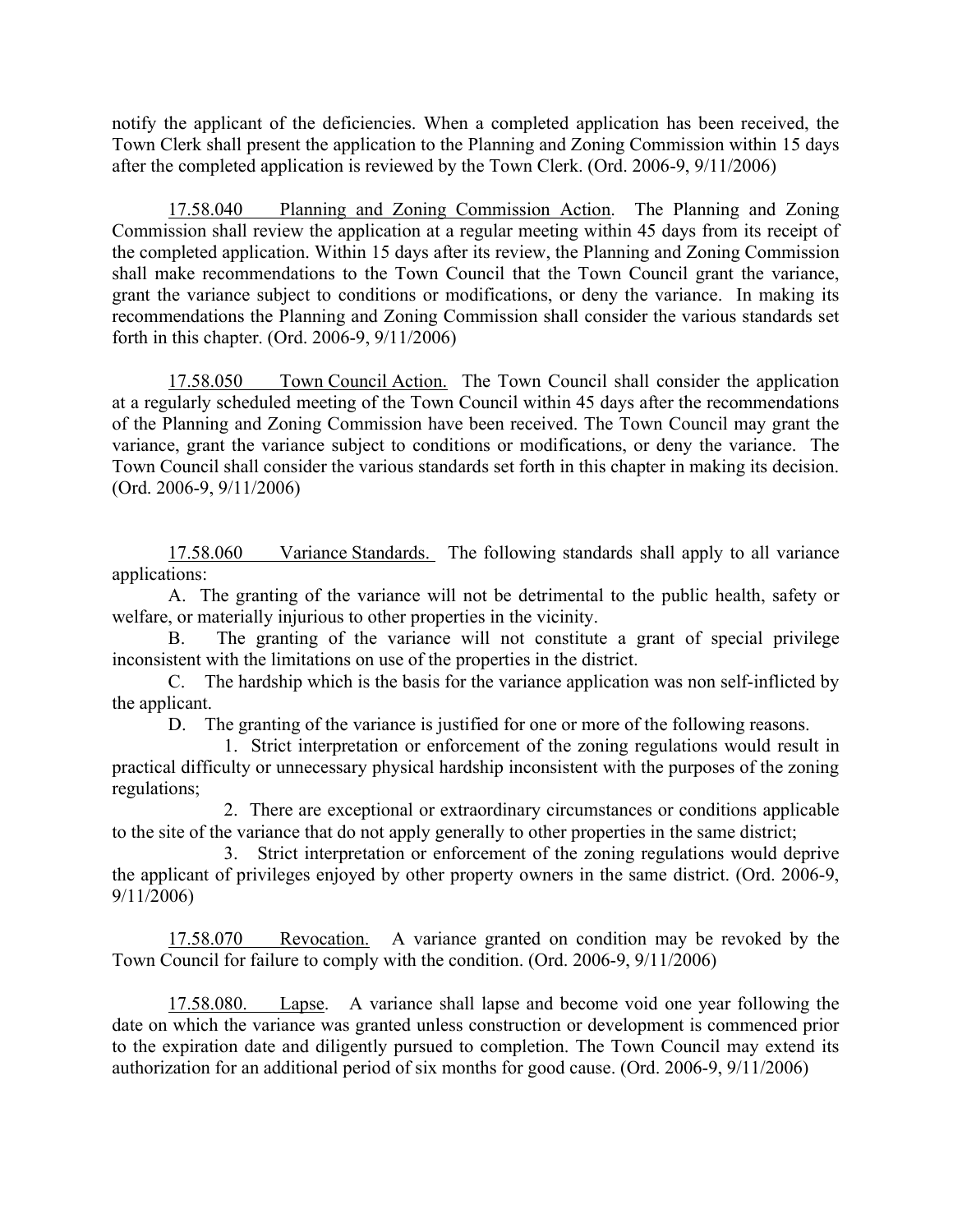notify the applicant of the deficiencies. When a completed application has been received, the Town Clerk shall present the application to the Planning and Zoning Commission within 15 days after the completed application is reviewed by the Town Clerk. (Ord. 2006-9, 9/11/2006)

17.58.040 Planning and Zoning Commission Action. The Planning and Zoning Commission shall review the application at a regular meeting within 45 days from its receipt of the completed application. Within 15 days after its review, the Planning and Zoning Commission shall make recommendations to the Town Council that the Town Council grant the variance, grant the variance subject to conditions or modifications, or deny the variance. In making its recommendations the Planning and Zoning Commission shall consider the various standards set forth in this chapter. (Ord. 2006-9, 9/11/2006)

17.58.050 Town Council Action. The Town Council shall consider the application at a regularly scheduled meeting of the Town Council within 45 days after the recommendations of the Planning and Zoning Commission have been received. The Town Council may grant the variance, grant the variance subject to conditions or modifications, or deny the variance. The Town Council shall consider the various standards set forth in this chapter in making its decision. (Ord. 2006-9, 9/11/2006)

17.58.060 Variance Standards. The following standards shall apply to all variance applications:

A. The granting of the variance will not be detrimental to the public health, safety or welfare, or materially injurious to other properties in the vicinity.

B. The granting of the variance will not constitute a grant of special privilege inconsistent with the limitations on use of the properties in the district.

C. The hardship which is the basis for the variance application was non self-inflicted by the applicant.

D. The granting of the variance is justified for one or more of the following reasons.

1. Strict interpretation or enforcement of the zoning regulations would result in practical difficulty or unnecessary physical hardship inconsistent with the purposes of the zoning regulations;

2. There are exceptional or extraordinary circumstances or conditions applicable to the site of the variance that do not apply generally to other properties in the same district;

3. Strict interpretation or enforcement of the zoning regulations would deprive the applicant of privileges enjoyed by other property owners in the same district. (Ord. 2006-9, 9/11/2006)

17.58.070 Revocation. A variance granted on condition may be revoked by the Town Council for failure to comply with the condition. (Ord. 2006-9, 9/11/2006)

17.58.080. Lapse. A variance shall lapse and become void one year following the date on which the variance was granted unless construction or development is commenced prior to the expiration date and diligently pursued to completion. The Town Council may extend its authorization for an additional period of six months for good cause. (Ord. 2006-9, 9/11/2006)